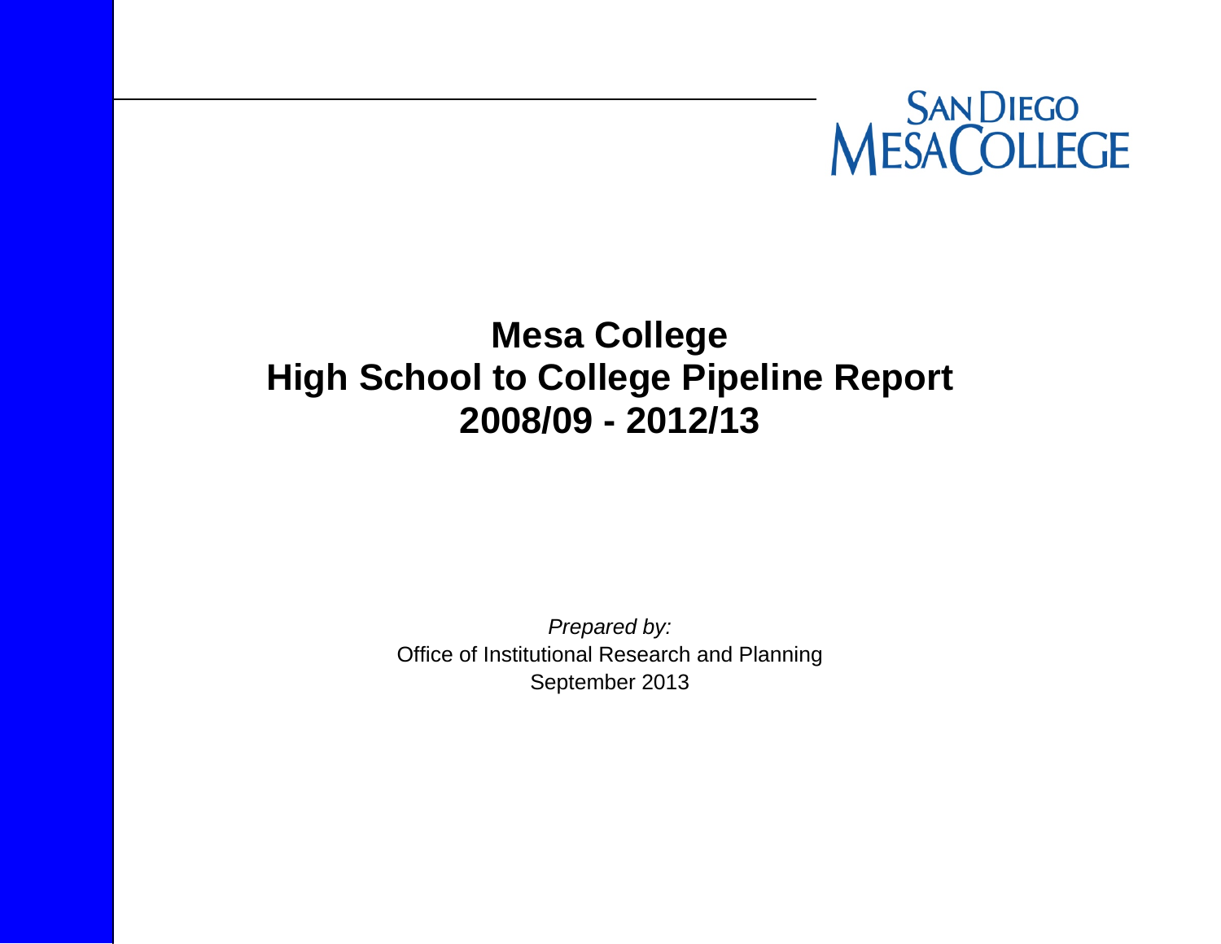SAN DIEGO MESA COLLEGE

# Mesa College
# High School to College Pipeline Report
# 2008/09 - 2012/13

*Prepared by:*
Office of Institutional Research and Planning
September 2013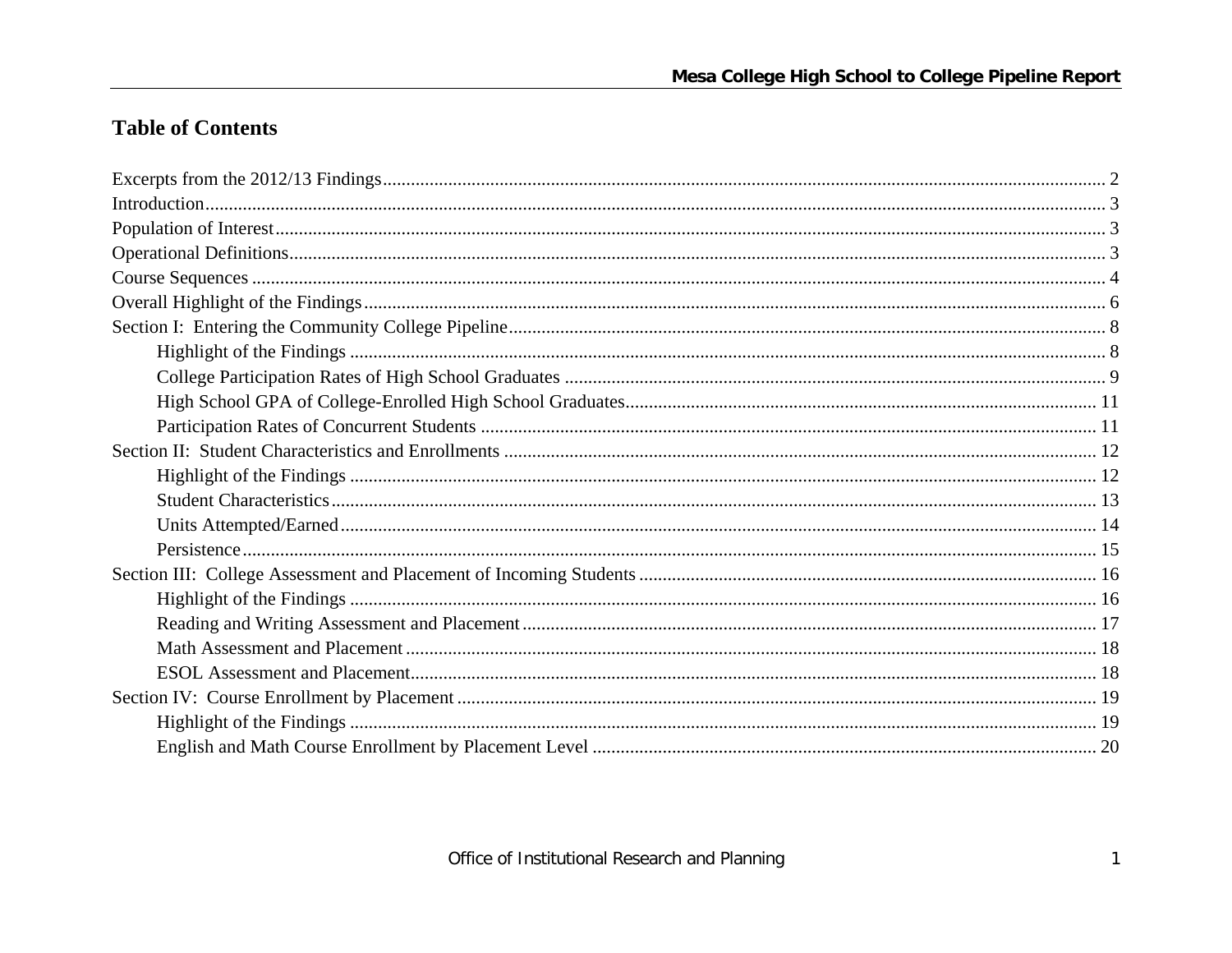# Table of Contents

- Excerpts from the 2012/13 Findings ... 2
- Introduction ... 3
- Population of Interest ... 3
- Operational Definitions ... 3
- Course Sequences ... 4
- Overall Highlight of the Findings ... 6
- Section I: Entering the Community College Pipeline ... 8
  - Highlight of the Findings ... 8
  - College Participation Rates of High School Graduates ... 9
  - High School GPA of College-Enrolled High School Graduates ... 11
  - Participation Rates of Concurrent Students ... 11
- Section II: Student Characteristics and Enrollments ... 12
  - Highlight of the Findings ... 12
  - Student Characteristics ... 13
  - Units Attempted/Earned ... 14
  - Persistence ... 15
- Section III: College Assessment and Placement of Incoming Students ... 16
  - Highlight of the Findings ... 16
  - Reading and Writing Assessment and Placement ... 17
  - Math Assessment and Placement ... 18
  - ESOL Assessment and Placement ... 18
- Section IV: Course Enrollment by Placement ... 19
  - Highlight of the Findings ... 19
  - English and Math Course Enrollment by Placement Level ... 20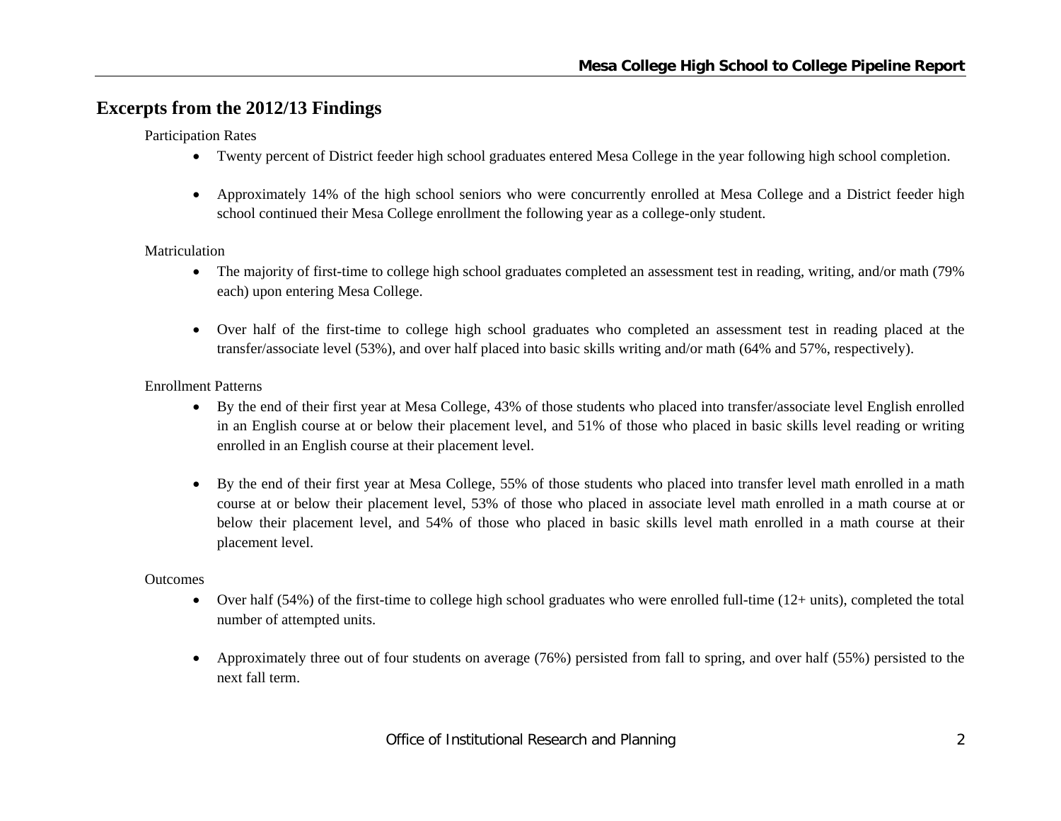## Excerpts from the 2012/13 Findings

### Participation Rates

- Twenty percent of District feeder high school graduates entered Mesa College in the year following high school completion.
- Approximately 14% of the high school seniors who were concurrently enrolled at Mesa College and a District feeder high school continued their Mesa College enrollment the following year as a college-only student.

### Matriculation

- The majority of first-time to college high school graduates completed an assessment test in reading, writing, and/or math (79% each) upon entering Mesa College.
- Over half of the first-time to college high school graduates who completed an assessment test in reading placed at the transfer/associate level (53%), and over half placed into basic skills writing and/or math (64% and 57%, respectively).

### Enrollment Patterns

- By the end of their first year at Mesa College, 43% of those students who placed into transfer/associate level English enrolled in an English course at or below their placement level, and 51% of those who placed in basic skills level reading or writing enrolled in an English course at their placement level.
- By the end of their first year at Mesa College, 55% of those students who placed into transfer level math enrolled in a math course at or below their placement level, 53% of those who placed in associate level math enrolled in a math course at or below their placement level, and 54% of those who placed in basic skills level math enrolled in a math course at their placement level.

### Outcomes

- Over half (54%) of the first-time to college high school graduates who were enrolled full-time (12+ units), completed the total number of attempted units.
- Approximately three out of four students on average (76%) persisted from fall to spring, and over half (55%) persisted to the next fall term.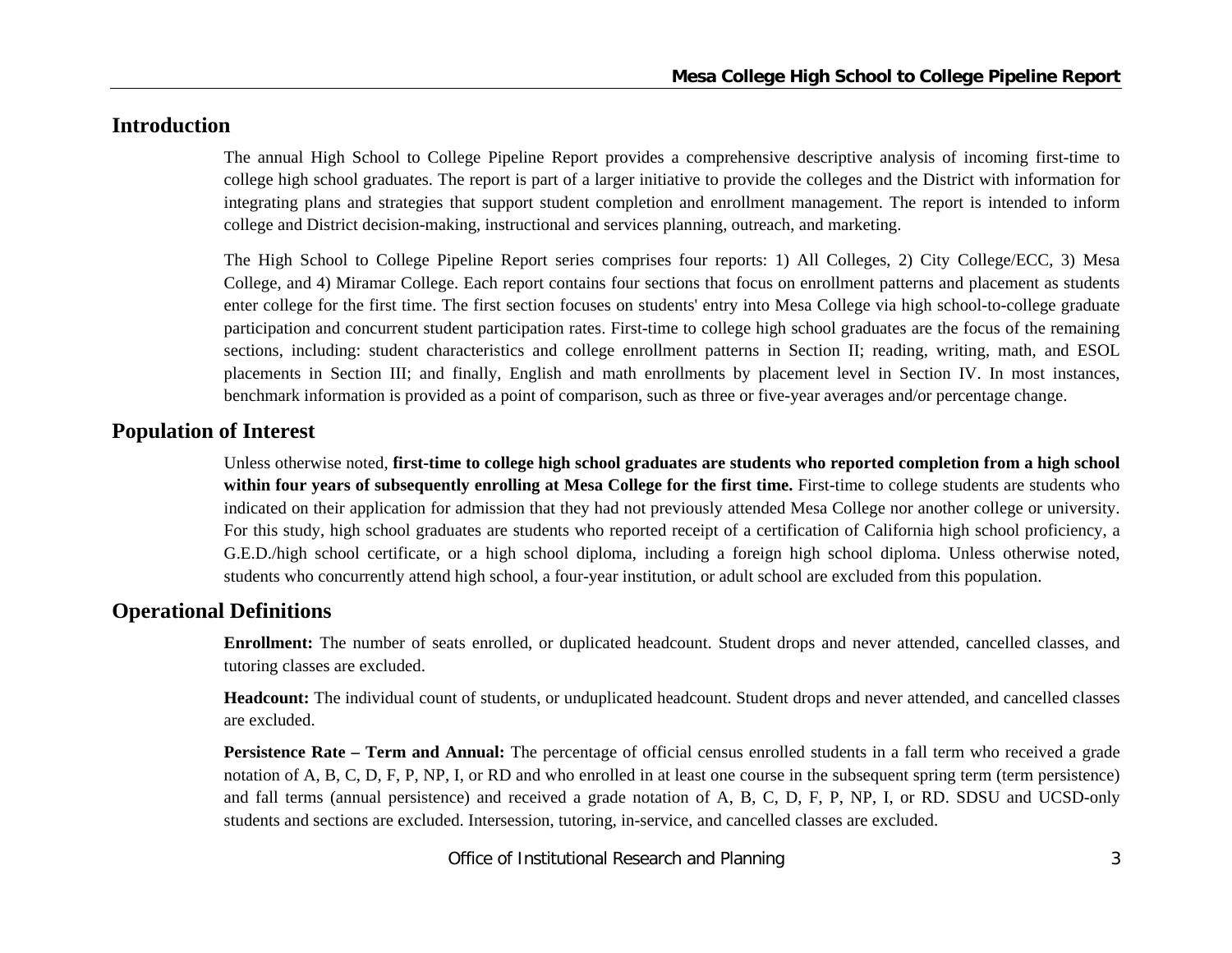## Introduction

The annual High School to College Pipeline Report provides a comprehensive descriptive analysis of incoming first-time to college high school graduates. The report is part of a larger initiative to provide the colleges and the District with information for integrating plans and strategies that support student completion and enrollment management. The report is intended to inform college and District decision-making, instructional and services planning, outreach, and marketing.

The High School to College Pipeline Report series comprises four reports: 1) All Colleges, 2) City College/ECC, 3) Mesa College, and 4) Miramar College. Each report contains four sections that focus on enrollment patterns and placement as students enter college for the first time. The first section focuses on students' entry into Mesa College via high school-to-college graduate participation and concurrent student participation rates. First-time to college high school graduates are the focus of the remaining sections, including: student characteristics and college enrollment patterns in Section II; reading, writing, math, and ESOL placements in Section III; and finally, English and math enrollments by placement level in Section IV. In most instances, benchmark information is provided as a point of comparison, such as three or five-year averages and/or percentage change.

## Population of Interest

Unless otherwise noted, **first-time to college high school graduates are students who reported completion from a high school within four years of subsequently enrolling at Mesa College for the first time.** First-time to college students are students who indicated on their application for admission that they had not previously attended Mesa College nor another college or university. For this study, high school graduates are students who reported receipt of a certification of California high school proficiency, a G.E.D./high school certificate, or a high school diploma, including a foreign high school diploma. Unless otherwise noted, students who concurrently attend high school, a four-year institution, or adult school are excluded from this population.

## Operational Definitions

**Enrollment:** The number of seats enrolled, or duplicated headcount. Student drops and never attended, cancelled classes, and tutoring classes are excluded.

**Headcount:** The individual count of students, or unduplicated headcount. Student drops and never attended, and cancelled classes are excluded.

**Persistence Rate – Term and Annual:** The percentage of official census enrolled students in a fall term who received a grade notation of A, B, C, D, F, P, NP, I, or RD and who enrolled in at least one course in the subsequent spring term (term persistence) and fall terms (annual persistence) and received a grade notation of A, B, C, D, F, P, NP, I, or RD. SDSU and UCSD-only students and sections are excluded. Intersession, tutoring, in-service, and cancelled classes are excluded.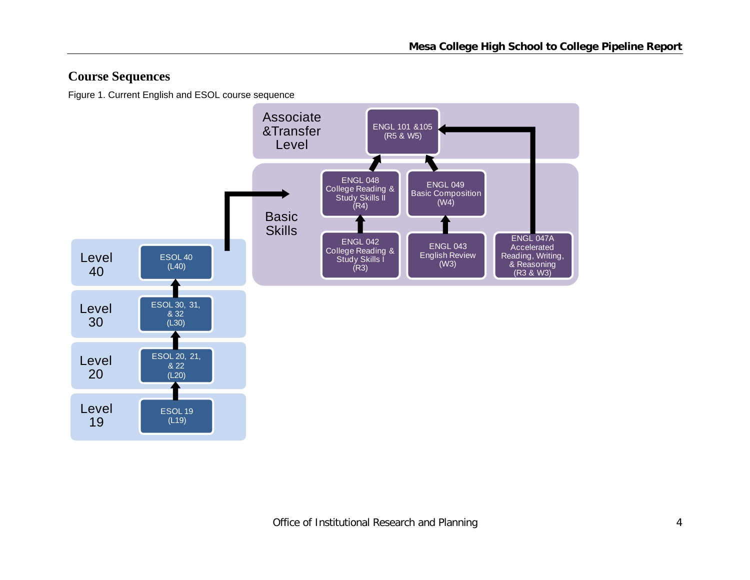## Course Sequences

Figure 1. Current English and ESOL course sequence

Associate &Transfer Level

ENGL 101 &105 (R5 & W5)

Basic Skills

ENGL 048 College Reading & Study Skills II (R4)

ENGL 049 Basic Composition (W4)

ENGL 042 College Reading & Study Skills I (R3)

ENGL 043 English Review (W3)

ENGL 047A Accelerated Reading, Writing, & Reasoning (R3 & W3)

Level 40

ESOL 40 (L40)

Level 30

ESOL 30, 31, & 32 (L30)

Level 20

ESOL 20, 21, & 22 (L20)

Level 19

ESOL 19 (L19)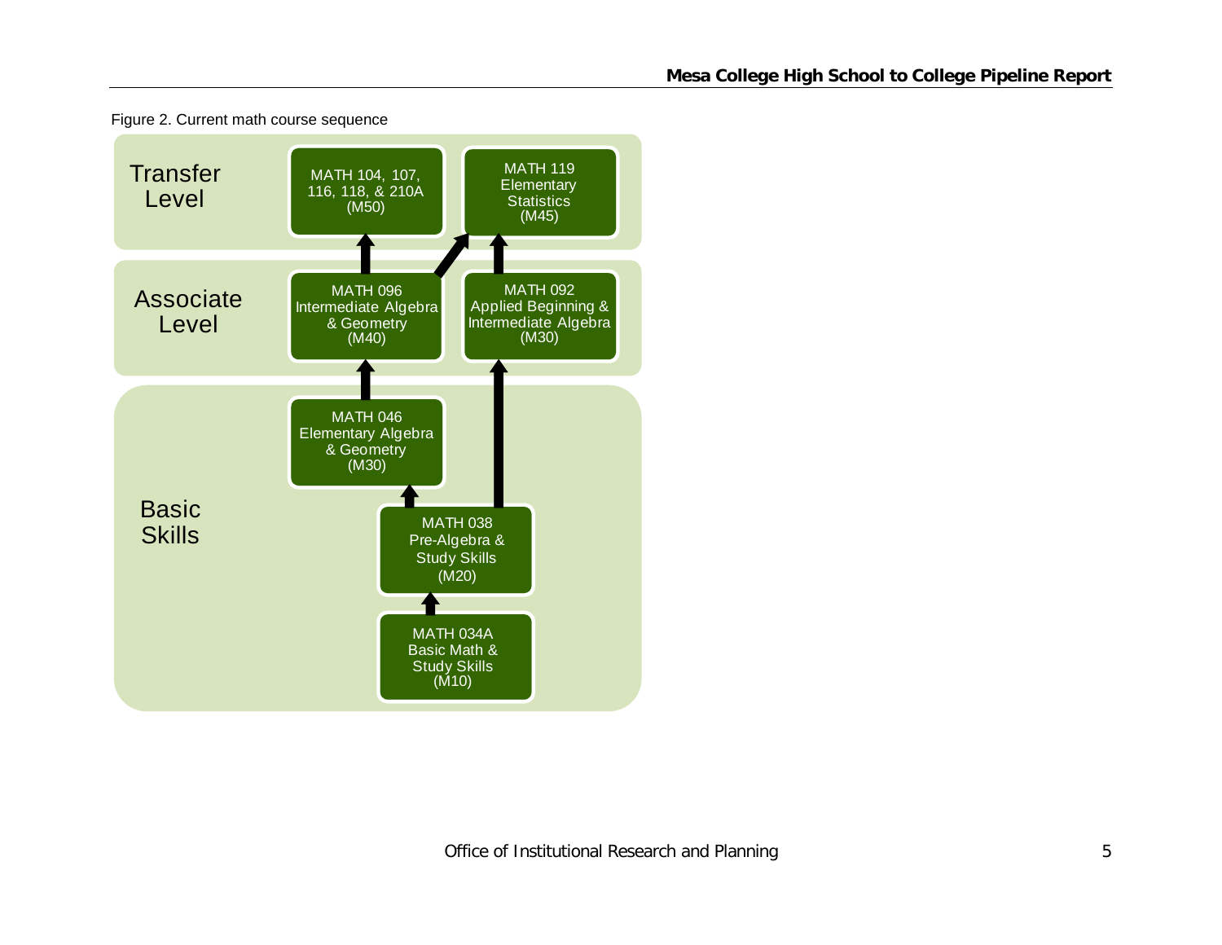Figure 2. Current math course sequence

**Transfer Level**

- MATH 104, 107, 116, 118, & 210A (M50)
- MATH 119 Elementary Statistics (M45)

**Associate Level**

- MATH 096 Intermediate Algebra & Geometry (M40)
- MATH 092 Applied Beginning & Intermediate Algebra (M30)

**Basic Skills**

- MATH 046 Elementary Algebra & Geometry (M30)
- MATH 038 Pre-Algebra & Study Skills (M20)
- MATH 034A Basic Math & Study Skills (M10)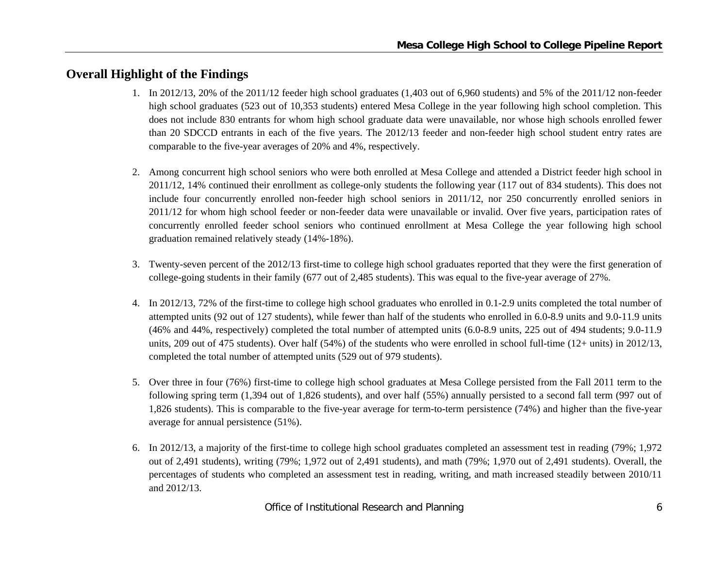## Overall Highlight of the Findings

1. In 2012/13, 20% of the 2011/12 feeder high school graduates (1,403 out of 6,960 students) and 5% of the 2011/12 non-feeder high school graduates (523 out of 10,353 students) entered Mesa College in the year following high school completion. This does not include 830 entrants for whom high school graduate data were unavailable, nor whose high schools enrolled fewer than 20 SDCCD entrants in each of the five years. The 2012/13 feeder and non-feeder high school student entry rates are comparable to the five-year averages of 20% and 4%, respectively.

2. Among concurrent high school seniors who were both enrolled at Mesa College and attended a District feeder high school in 2011/12, 14% continued their enrollment as college-only students the following year (117 out of 834 students). This does not include four concurrently enrolled non-feeder high school seniors in 2011/12, nor 250 concurrently enrolled seniors in 2011/12 for whom high school feeder or non-feeder data were unavailable or invalid. Over five years, participation rates of concurrently enrolled feeder school seniors who continued enrollment at Mesa College the year following high school graduation remained relatively steady (14%-18%).

3. Twenty-seven percent of the 2012/13 first-time to college high school graduates reported that they were the first generation of college-going students in their family (677 out of 2,485 students). This was equal to the five-year average of 27%.

4. In 2012/13, 72% of the first-time to college high school graduates who enrolled in 0.1-2.9 units completed the total number of attempted units (92 out of 127 students), while fewer than half of the students who enrolled in 6.0-8.9 units and 9.0-11.9 units (46% and 44%, respectively) completed the total number of attempted units (6.0-8.9 units, 225 out of 494 students; 9.0-11.9 units, 209 out of 475 students). Over half (54%) of the students who were enrolled in school full-time (12+ units) in 2012/13, completed the total number of attempted units (529 out of 979 students).

5. Over three in four (76%) first-time to college high school graduates at Mesa College persisted from the Fall 2011 term to the following spring term (1,394 out of 1,826 students), and over half (55%) annually persisted to a second fall term (997 out of 1,826 students). This is comparable to the five-year average for term-to-term persistence (74%) and higher than the five-year average for annual persistence (51%).

6. In 2012/13, a majority of the first-time to college high school graduates completed an assessment test in reading (79%; 1,972 out of 2,491 students), writing (79%; 1,972 out of 2,491 students), and math (79%; 1,970 out of 2,491 students). Overall, the percentages of students who completed an assessment test in reading, writing, and math increased steadily between 2010/11 and 2012/13.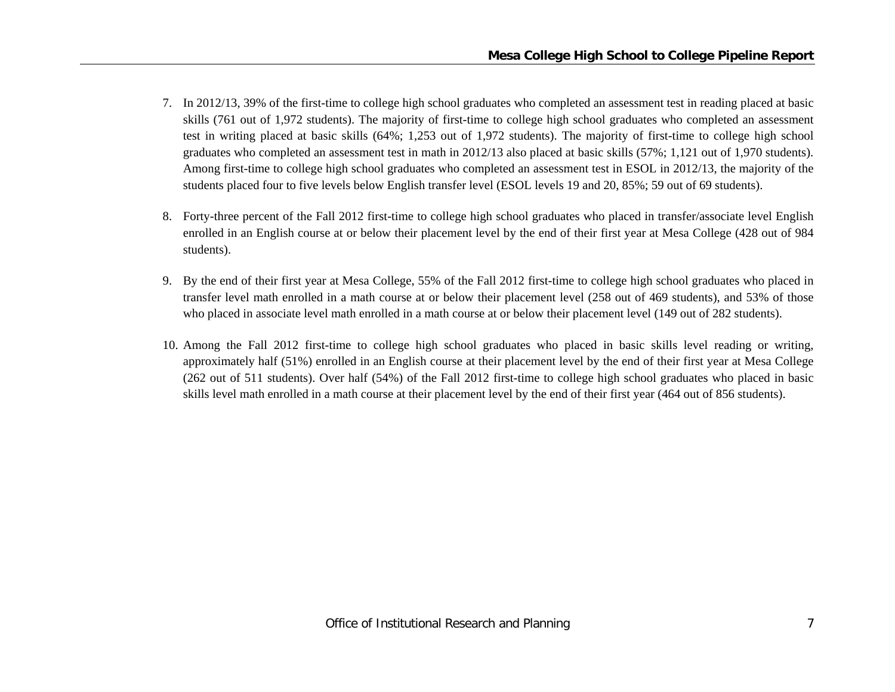7. In 2012/13, 39% of the first-time to college high school graduates who completed an assessment test in reading placed at basic skills (761 out of 1,972 students). The majority of first-time to college high school graduates who completed an assessment test in writing placed at basic skills (64%; 1,253 out of 1,972 students). The majority of first-time to college high school graduates who completed an assessment test in math in 2012/13 also placed at basic skills (57%; 1,121 out of 1,970 students). Among first-time to college high school graduates who completed an assessment test in ESOL in 2012/13, the majority of the students placed four to five levels below English transfer level (ESOL levels 19 and 20, 85%; 59 out of 69 students).

8. Forty-three percent of the Fall 2012 first-time to college high school graduates who placed in transfer/associate level English enrolled in an English course at or below their placement level by the end of their first year at Mesa College (428 out of 984 students).

9. By the end of their first year at Mesa College, 55% of the Fall 2012 first-time to college high school graduates who placed in transfer level math enrolled in a math course at or below their placement level (258 out of 469 students), and 53% of those who placed in associate level math enrolled in a math course at or below their placement level (149 out of 282 students).

10. Among the Fall 2012 first-time to college high school graduates who placed in basic skills level reading or writing, approximately half (51%) enrolled in an English course at their placement level by the end of their first year at Mesa College (262 out of 511 students). Over half (54%) of the Fall 2012 first-time to college high school graduates who placed in basic skills level math enrolled in a math course at their placement level by the end of their first year (464 out of 856 students).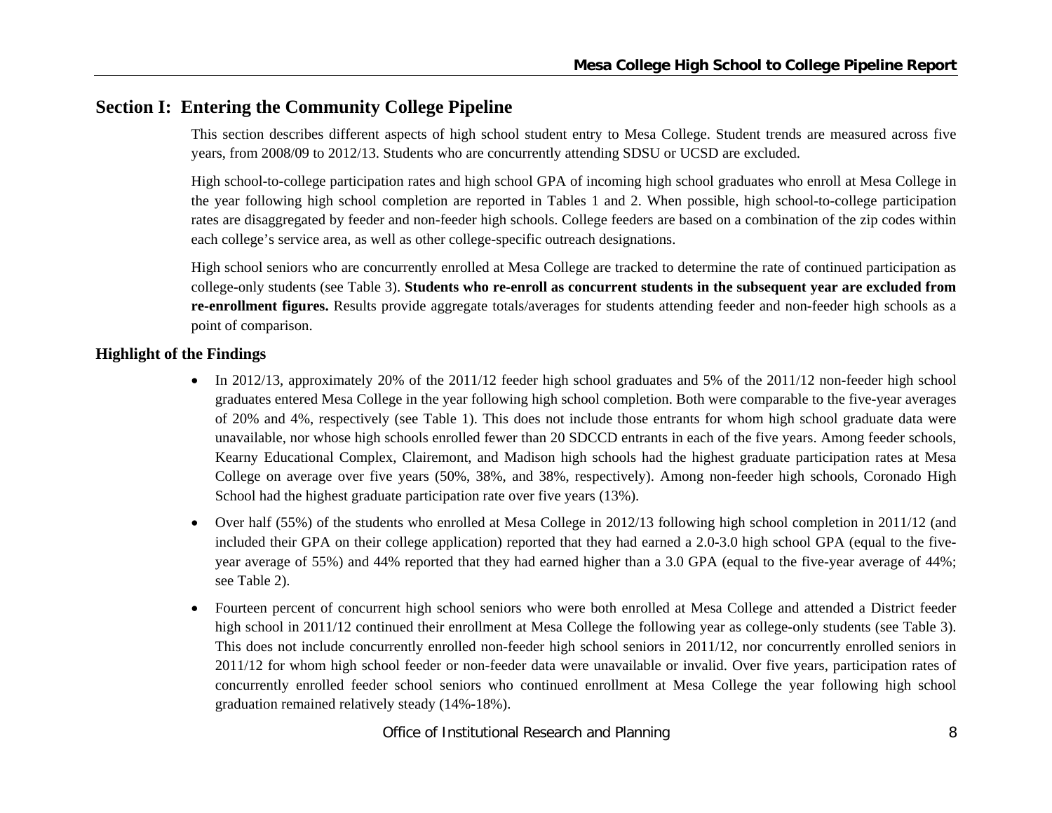## Section I: Entering the Community College Pipeline

This section describes different aspects of high school student entry to Mesa College. Student trends are measured across five years, from 2008/09 to 2012/13. Students who are concurrently attending SDSU or UCSD are excluded.

High school-to-college participation rates and high school GPA of incoming high school graduates who enroll at Mesa College in the year following high school completion are reported in Tables 1 and 2. When possible, high school-to-college participation rates are disaggregated by feeder and non-feeder high schools. College feeders are based on a combination of the zip codes within each college's service area, as well as other college-specific outreach designations.

High school seniors who are concurrently enrolled at Mesa College are tracked to determine the rate of continued participation as college-only students (see Table 3). **Students who re-enroll as concurrent students in the subsequent year are excluded from re-enrollment figures.** Results provide aggregate totals/averages for students attending feeder and non-feeder high schools as a point of comparison.

### Highlight of the Findings

- In 2012/13, approximately 20% of the 2011/12 feeder high school graduates and 5% of the 2011/12 non-feeder high school graduates entered Mesa College in the year following high school completion. Both were comparable to the five-year averages of 20% and 4%, respectively (see Table 1). This does not include those entrants for whom high school graduate data were unavailable, nor whose high schools enrolled fewer than 20 SDCCD entrants in each of the five years. Among feeder schools, Kearny Educational Complex, Clairemont, and Madison high schools had the highest graduate participation rates at Mesa College on average over five years (50%, 38%, and 38%, respectively). Among non-feeder high schools, Coronado High School had the highest graduate participation rate over five years (13%).
- Over half (55%) of the students who enrolled at Mesa College in 2012/13 following high school completion in 2011/12 (and included their GPA on their college application) reported that they had earned a 2.0-3.0 high school GPA (equal to the five-year average of 55%) and 44% reported that they had earned higher than a 3.0 GPA (equal to the five-year average of 44%; see Table 2).
- Fourteen percent of concurrent high school seniors who were both enrolled at Mesa College and attended a District feeder high school in 2011/12 continued their enrollment at Mesa College the following year as college-only students (see Table 3). This does not include concurrently enrolled non-feeder high school seniors in 2011/12, nor concurrently enrolled seniors in 2011/12 for whom high school feeder or non-feeder data were unavailable or invalid. Over five years, participation rates of concurrently enrolled feeder school seniors who continued enrollment at Mesa College the year following high school graduation remained relatively steady (14%-18%).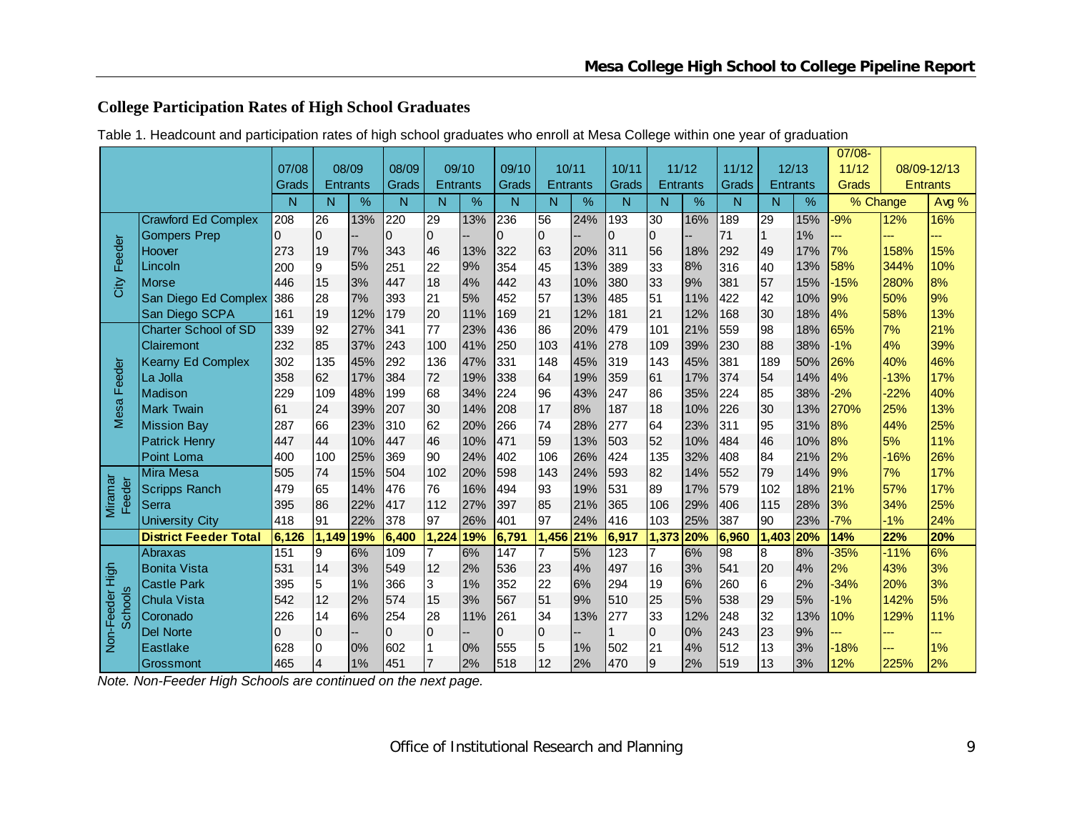## College Participation Rates of High School Graduates

Table 1. Headcount and participation rates of high school graduates who enroll at Mesa College within one year of graduation

| | | 07/08 Grads | 08/09 Entrants | | 08/09 Grads | 09/10 Entrants | | 09/10 Grads | 10/11 Entrants | | 10/11 Grads | 11/12 Entrants | | 11/12 Grads | 12/13 Entrants | | 07/08-11/12 Grads | 08/09-12/13 Entrants | |
|---|---|---|---|---|---|---|---|---|---|---|---|---|---|---|---|---|---|---|---|
| | | N | N | % | N | N | % | N | N | % | N | N | % | N | N | % | % Change | | Avg % |
| City Feeder | Crawford Ed Complex | 208 | 26 | 13% | 220 | 29 | 13% | 236 | 56 | 24% | 193 | 30 | 16% | 189 | 29 | 15% | -9% | 12% | 16% |
| | Gompers Prep | 0 | 0 | -- | 0 | 0 | -- | 0 | 0 | -- | 0 | 0 | -- | 71 | 1 | 1% | --- | --- | --- |
| | Hoover | 273 | 19 | 7% | 343 | 46 | 13% | 322 | 63 | 20% | 311 | 56 | 18% | 292 | 49 | 17% | 7% | 158% | 15% |
| | Lincoln | 200 | 9 | 5% | 251 | 22 | 9% | 354 | 45 | 13% | 389 | 33 | 8% | 316 | 40 | 13% | 58% | 344% | 10% |
| | Morse | 446 | 15 | 3% | 447 | 18 | 4% | 442 | 43 | 10% | 380 | 33 | 9% | 381 | 57 | 15% | -15% | 280% | 8% |
| | San Diego Ed Complex | 386 | 28 | 7% | 393 | 21 | 5% | 452 | 57 | 13% | 485 | 51 | 11% | 422 | 42 | 10% | 9% | 50% | 9% |
| | San Diego SCPA | 161 | 19 | 12% | 179 | 20 | 11% | 169 | 21 | 12% | 181 | 21 | 12% | 168 | 30 | 18% | 4% | 58% | 13% |
| Mesa Feeder | Charter School of SD | 339 | 92 | 27% | 341 | 77 | 23% | 436 | 86 | 20% | 479 | 101 | 21% | 559 | 98 | 18% | 65% | 7% | 21% |
| | Clairemont | 232 | 85 | 37% | 243 | 100 | 41% | 250 | 103 | 41% | 278 | 109 | 39% | 230 | 88 | 38% | -1% | 4% | 39% |
| | Kearny Ed Complex | 302 | 135 | 45% | 292 | 136 | 47% | 331 | 148 | 45% | 319 | 143 | 45% | 381 | 189 | 50% | 26% | 40% | 46% |
| | La Jolla | 358 | 62 | 17% | 384 | 72 | 19% | 338 | 64 | 19% | 359 | 61 | 17% | 374 | 54 | 14% | 4% | -13% | 17% |
| | Madison | 229 | 109 | 48% | 199 | 68 | 34% | 224 | 96 | 43% | 247 | 86 | 35% | 224 | 85 | 38% | -2% | -22% | 40% |
| | Mark Twain | 61 | 24 | 39% | 207 | 30 | 14% | 208 | 17 | 8% | 187 | 18 | 10% | 226 | 30 | 13% | 270% | 25% | 13% |
| | Mission Bay | 287 | 66 | 23% | 310 | 62 | 20% | 266 | 74 | 28% | 277 | 64 | 23% | 311 | 95 | 31% | 8% | 44% | 25% |
| | Patrick Henry | 447 | 44 | 10% | 447 | 46 | 10% | 471 | 59 | 13% | 503 | 52 | 10% | 484 | 46 | 10% | 8% | 5% | 11% |
| | Point Loma | 400 | 100 | 25% | 369 | 90 | 24% | 402 | 106 | 26% | 424 | 135 | 32% | 408 | 84 | 21% | 2% | -16% | 26% |
| Miramar Feeder | Mira Mesa | 505 | 74 | 15% | 504 | 102 | 20% | 598 | 143 | 24% | 593 | 82 | 14% | 552 | 79 | 14% | 9% | 7% | 17% |
| | Scripps Ranch | 479 | 65 | 14% | 476 | 76 | 16% | 494 | 93 | 19% | 531 | 89 | 17% | 579 | 102 | 18% | 21% | 57% | 17% |
| | Serra | 395 | 86 | 22% | 417 | 112 | 27% | 397 | 85 | 21% | 365 | 106 | 29% | 406 | 115 | 28% | 3% | 34% | 25% |
| | University City | 418 | 91 | 22% | 378 | 97 | 26% | 401 | 97 | 24% | 416 | 103 | 25% | 387 | 90 | 23% | -7% | -1% | 24% |
| | **District Feeder Total** | **6,126** | **1,149** | **19%** | **6,400** | **1,224** | **19%** | **6,791** | **1,456** | **21%** | **6,917** | **1,373** | **20%** | **6,960** | **1,403** | **20%** | **14%** | **22%** | **20%** |
| Non-Feeder High Schools | Abraxas | 151 | 9 | 6% | 109 | 7 | 6% | 147 | 7 | 5% | 123 | 7 | 6% | 98 | 8 | 8% | -35% | -11% | 6% |
| | Bonita Vista | 531 | 14 | 3% | 549 | 12 | 2% | 536 | 23 | 4% | 497 | 16 | 3% | 541 | 20 | 4% | 2% | 43% | 3% |
| | Castle Park | 395 | 5 | 1% | 366 | 3 | 1% | 352 | 22 | 6% | 294 | 19 | 6% | 260 | 6 | 2% | -34% | 20% | 3% |
| | Chula Vista | 542 | 12 | 2% | 574 | 15 | 3% | 567 | 51 | 9% | 510 | 25 | 5% | 538 | 29 | 5% | -1% | 142% | 5% |
| | Coronado | 226 | 14 | 6% | 254 | 28 | 11% | 261 | 34 | 13% | 277 | 33 | 12% | 248 | 32 | 13% | 10% | 129% | 11% |
| | Del Norte | 0 | 0 | -- | 0 | 0 | -- | 0 | 0 | -- | 1 | 0 | 0% | 243 | 23 | 9% | --- | --- | --- |
| | Eastlake | 628 | 0 | 0% | 602 | 1 | 0% | 555 | 5 | 1% | 502 | 21 | 4% | 512 | 13 | 3% | -18% | --- | 1% |
| | Grossmont | 465 | 4 | 1% | 451 | 7 | 2% | 518 | 12 | 2% | 470 | 9 | 2% | 519 | 13 | 3% | 12% | 225% | 2% |

*Note. Non-Feeder High Schools are continued on the next page.*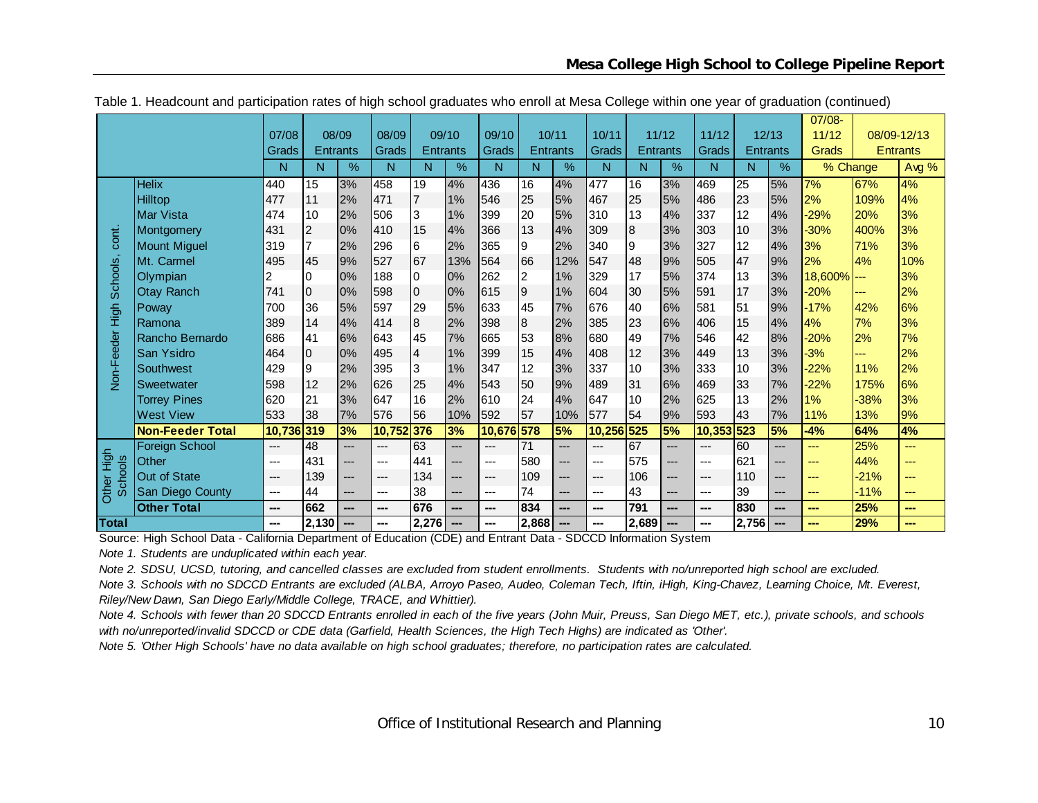Table 1. Headcount and participation rates of high school graduates who enroll at Mesa College within one year of graduation (continued)

| | | 07/08 Grads | 08/09 Entrants | | 08/09 Grads | 09/10 Entrants | | 09/10 Grads | 10/11 Entrants | | 10/11 Grads | 11/12 Entrants | | 11/12 Grads | 12/13 Entrants | | 07/08-11/12 Grads | 08/09-12/13 Entrants | |
|---|---|---|---|---|---|---|---|---|---|---|---|---|---|---|---|---|---|---|---|
| | | N | N | % | N | N | % | N | N | % | N | N | % | N | N | % | % Change | | Avg % |
| Non-Feeder High Schools, cont. | Helix | 440 | 15 | 3% | 458 | 19 | 4% | 436 | 16 | 4% | 477 | 16 | 3% | 469 | 25 | 5% | 7% | 67% | 4% |
| | Hilltop | 477 | 11 | 2% | 471 | 7 | 1% | 546 | 25 | 5% | 467 | 25 | 5% | 486 | 23 | 5% | 2% | 109% | 4% |
| | Mar Vista | 474 | 10 | 2% | 506 | 3 | 1% | 399 | 20 | 5% | 310 | 13 | 4% | 337 | 12 | 4% | -29% | 20% | 3% |
| | Montgomery | 431 | 2 | 0% | 410 | 15 | 4% | 366 | 13 | 4% | 309 | 8 | 3% | 303 | 10 | 3% | -30% | 400% | 3% |
| | Mount Miguel | 319 | 7 | 2% | 296 | 6 | 2% | 365 | 9 | 2% | 340 | 9 | 3% | 327 | 12 | 4% | 3% | 71% | 3% |
| | Mt. Carmel | 495 | 45 | 9% | 527 | 67 | 13% | 564 | 66 | 12% | 547 | 48 | 9% | 505 | 47 | 9% | 2% | 4% | 10% |
| | Olympian | 2 | 0 | 0% | 188 | 0 | 0% | 262 | 2 | 1% | 329 | 17 | 5% | 374 | 13 | 3% | 18,600% | --- | 3% |
| | Otay Ranch | 741 | 0 | 0% | 598 | 0 | 0% | 615 | 9 | 1% | 604 | 30 | 5% | 591 | 17 | 3% | -20% | --- | 2% |
| | Poway | 700 | 36 | 5% | 597 | 29 | 5% | 633 | 45 | 7% | 676 | 40 | 6% | 581 | 51 | 9% | -17% | 42% | 6% |
| | Ramona | 389 | 14 | 4% | 414 | 8 | 2% | 398 | 8 | 2% | 385 | 23 | 6% | 406 | 15 | 4% | 4% | 7% | 3% |
| | Rancho Bernardo | 686 | 41 | 6% | 643 | 45 | 7% | 665 | 53 | 8% | 680 | 49 | 7% | 546 | 42 | 8% | -20% | 2% | 7% |
| | San Ysidro | 464 | 0 | 0% | 495 | 4 | 1% | 399 | 15 | 4% | 408 | 12 | 3% | 449 | 13 | 3% | -3% | --- | 2% |
| | Southwest | 429 | 9 | 2% | 395 | 3 | 1% | 347 | 12 | 3% | 337 | 10 | 3% | 333 | 10 | 3% | -22% | 11% | 2% |
| | Sweetwater | 598 | 12 | 2% | 626 | 25 | 4% | 543 | 50 | 9% | 489 | 31 | 6% | 469 | 33 | 7% | -22% | 175% | 6% |
| | Torrey Pines | 620 | 21 | 3% | 647 | 16 | 2% | 610 | 24 | 4% | 647 | 10 | 2% | 625 | 13 | 2% | 1% | -38% | 3% |
| | West View | 533 | 38 | 7% | 576 | 56 | 10% | 592 | 57 | 10% | 577 | 54 | 9% | 593 | 43 | 7% | 11% | 13% | 9% |
| | **Non-Feeder Total** | **10,736** | **319** | **3%** | **10,752** | **376** | **3%** | **10,676** | **578** | **5%** | **10,256** | **525** | **5%** | **10,353** | **523** | **5%** | **-4%** | **64%** | **4%** |
| Other High Schools | Foreign School | --- | 48 | --- | --- | 63 | --- | --- | 71 | --- | --- | 67 | --- | --- | 60 | --- | --- | 25% | --- |
| | Other | --- | 431 | --- | --- | 441 | --- | --- | 580 | --- | --- | 575 | --- | --- | 621 | --- | --- | 44% | --- |
| | Out of State | --- | 139 | --- | --- | 134 | --- | --- | 109 | --- | --- | 106 | --- | --- | 110 | --- | --- | -21% | --- |
| | San Diego County | --- | 44 | --- | --- | 38 | --- | --- | 74 | --- | --- | 43 | --- | --- | 39 | --- | --- | -11% | --- |
| | **Other Total** | **---** | **662** | **---** | **---** | **676** | **---** | **---** | **834** | **---** | **---** | **791** | **---** | **---** | **830** | **---** | **---** | **25%** | **---** |
| **Total** | | **---** | **2,130** | **---** | **---** | **2,276** | **---** | **---** | **2,868** | **---** | **---** | **2,689** | **---** | **---** | **2,756** | **---** | **---** | **29%** | **---** |

Source: High School Data - California Department of Education (CDE) and Entrant Data - SDCCD Information System

*Note 1. Students are unduplicated within each year.*

*Note 2. SDSU, UCSD, tutoring, and cancelled classes are excluded from student enrollments. Students with no/unreported high school are excluded.*

*Note 3. Schools with no SDCCD Entrants are excluded (ALBA, Arroyo Paseo, Audeo, Coleman Tech, Iftin, iHigh, King-Chavez, Learning Choice, Mt. Everest, Riley/New Dawn, San Diego Early/Middle College, TRACE, and Whittier).*

*Note 4. Schools with fewer than 20 SDCCD Entrants enrolled in each of the five years (John Muir, Preuss, San Diego MET, etc.), private schools, and schools with no/unreported/invalid SDCCD or CDE data (Garfield, Health Sciences, the High Tech Highs) are indicated as 'Other'.*

*Note 5. 'Other High Schools' have no data available on high school graduates; therefore, no participation rates are calculated.*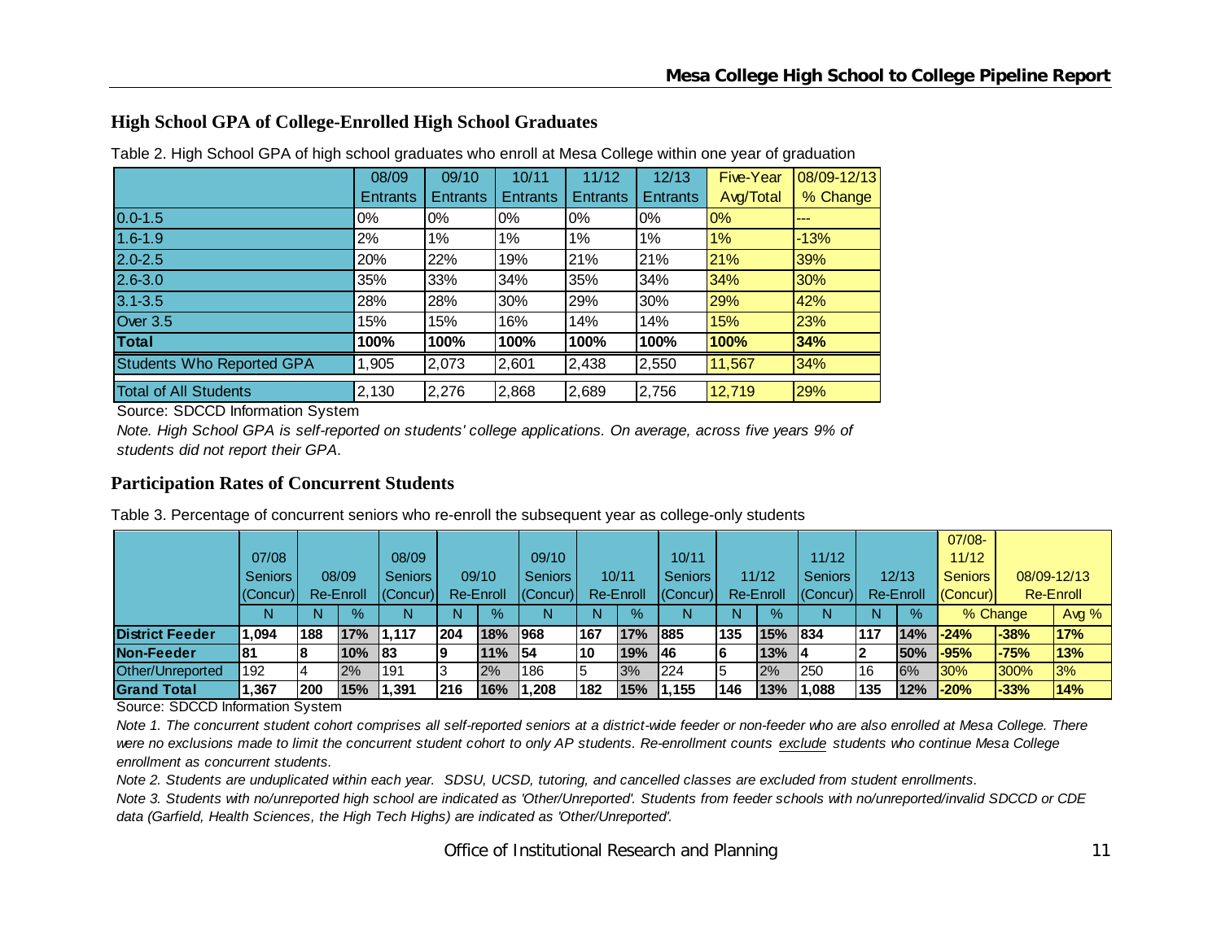## High School GPA of College-Enrolled High School Graduates

Table 2. High School GPA of high school graduates who enroll at Mesa College within one year of graduation

| | 08/09 Entrants | 09/10 Entrants | 10/11 Entrants | 11/12 Entrants | 12/13 Entrants | Five-Year Avg/Total | 08/09-12/13 % Change |
|---|---|---|---|---|---|---|---|
| 0.0-1.5 | 0% | 0% | 0% | 0% | 0% | 0% | --- |
| 1.6-1.9 | 2% | 1% | 1% | 1% | 1% | 1% | -13% |
| 2.0-2.5 | 20% | 22% | 19% | 21% | 21% | 21% | 39% |
| 2.6-3.0 | 35% | 33% | 34% | 35% | 34% | 34% | 30% |
| 3.1-3.5 | 28% | 28% | 30% | 29% | 30% | 29% | 42% |
| Over 3.5 | 15% | 15% | 16% | 14% | 14% | 15% | 23% |
| **Total** | **100%** | **100%** | **100%** | **100%** | **100%** | **100%** | **34%** |
| Students Who Reported GPA | 1,905 | 2,073 | 2,601 | 2,438 | 2,550 | 11,567 | 34% |
| Total of All Students | 2,130 | 2,276 | 2,868 | 2,689 | 2,756 | 12,719 | 29% |

Source: SDCCD Information System

*Note. High School GPA is self-reported on students' college applications. On average, across five years 9% of students did not report their GPA.*

## Participation Rates of Concurrent Students

Table 3. Percentage of concurrent seniors who re-enroll the subsequent year as college-only students

| | 07/08 Seniors (Concur) | 08/09 Re-Enroll | | 08/09 Seniors (Concur) | 09/10 Re-Enroll | | 09/10 Seniors (Concur) | 10/11 Re-Enroll | | 10/11 Seniors (Concur) | 11/12 Re-Enroll | | 11/12 Seniors (Concur) | 12/13 Re-Enroll | | 07/08-11/12 Seniors (Concur) | 08/09-12/13 Re-Enroll | |
|---|---|---|---|---|---|---|---|---|---|---|---|---|---|---|---|---|---|---|
| | N | N | % | N | N | % | N | N | % | N | N | % | N | N | % | % Change | | Avg % |
| **District Feeder** | **1,094** | **188** | **17%** | **1,117** | **204** | **18%** | **968** | **167** | **17%** | **885** | **135** | **15%** | **834** | **117** | **14%** | **-24%** | **-38%** | **17%** |
| **Non-Feeder** | **81** | **8** | **10%** | **83** | **9** | **11%** | **54** | **10** | **19%** | **46** | **6** | **13%** | **4** | **2** | **50%** | **-95%** | **-75%** | **13%** |
| Other/Unreported | 192 | 4 | 2% | 191 | 3 | 2% | 186 | 5 | 3% | 224 | 5 | 2% | 250 | 16 | 6% | 30% | 300% | 3% |
| **Grand Total** | **1,367** | **200** | **15%** | **1,391** | **216** | **16%** | **1,208** | **182** | **15%** | **1,155** | **146** | **13%** | **1,088** | **135** | **12%** | **-20%** | **-33%** | **14%** |

Source: SDCCD Information System

*Note 1. The concurrent student cohort comprises all self-reported seniors at a district-wide feeder or non-feeder who are also enrolled at Mesa College. There were no exclusions made to limit the concurrent student cohort to only AP students. Re-enrollment counts exclude students who continue Mesa College enrollment as concurrent students.*

*Note 2. Students are unduplicated within each year. SDSU, UCSD, tutoring, and cancelled classes are excluded from student enrollments.*

*Note 3. Students with no/unreported high school are indicated as 'Other/Unreported'. Students from feeder schools with no/unreported/invalid SDCCD or CDE data (Garfield, Health Sciences, the High Tech Highs) are indicated as 'Other/Unreported'.*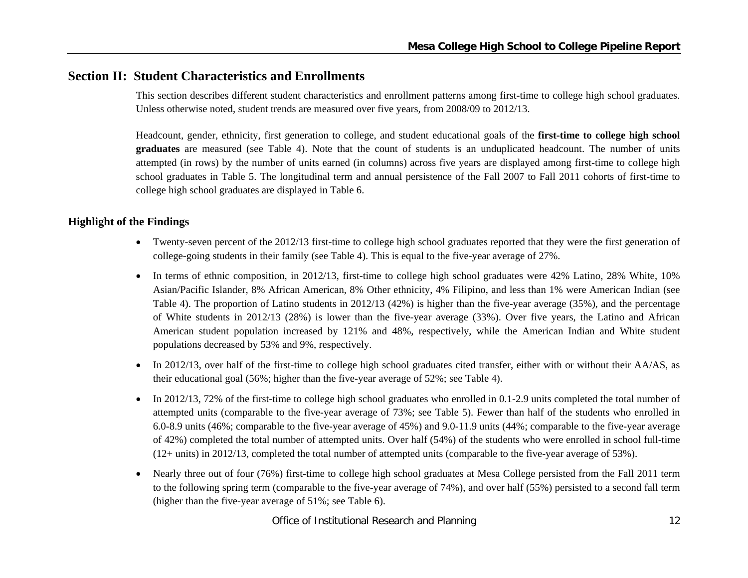## Section II: Student Characteristics and Enrollments

This section describes different student characteristics and enrollment patterns among first-time to college high school graduates. Unless otherwise noted, student trends are measured over five years, from 2008/09 to 2012/13.

Headcount, gender, ethnicity, first generation to college, and student educational goals of the **first-time to college high school graduates** are measured (see Table 4). Note that the count of students is an unduplicated headcount. The number of units attempted (in rows) by the number of units earned (in columns) across five years are displayed among first-time to college high school graduates in Table 5. The longitudinal term and annual persistence of the Fall 2007 to Fall 2011 cohorts of first-time to college high school graduates are displayed in Table 6.

### Highlight of the Findings

- Twenty-seven percent of the 2012/13 first-time to college high school graduates reported that they were the first generation of college-going students in their family (see Table 4). This is equal to the five-year average of 27%.
- In terms of ethnic composition, in 2012/13, first-time to college high school graduates were 42% Latino, 28% White, 10% Asian/Pacific Islander, 8% African American, 8% Other ethnicity, 4% Filipino, and less than 1% were American Indian (see Table 4). The proportion of Latino students in 2012/13 (42%) is higher than the five-year average (35%), and the percentage of White students in 2012/13 (28%) is lower than the five-year average (33%). Over five years, the Latino and African American student population increased by 121% and 48%, respectively, while the American Indian and White student populations decreased by 53% and 9%, respectively.
- In 2012/13, over half of the first-time to college high school graduates cited transfer, either with or without their AA/AS, as their educational goal (56%; higher than the five-year average of 52%; see Table 4).
- In 2012/13, 72% of the first-time to college high school graduates who enrolled in 0.1-2.9 units completed the total number of attempted units (comparable to the five-year average of 73%; see Table 5). Fewer than half of the students who enrolled in 6.0-8.9 units (46%; comparable to the five-year average of 45%) and 9.0-11.9 units (44%; comparable to the five-year average of 42%) completed the total number of attempted units. Over half (54%) of the students who were enrolled in school full-time (12+ units) in 2012/13, completed the total number of attempted units (comparable to the five-year average of 53%).
- Nearly three out of four (76%) first-time to college high school graduates at Mesa College persisted from the Fall 2011 term to the following spring term (comparable to the five-year average of 74%), and over half (55%) persisted to a second fall term (higher than the five-year average of 51%; see Table 6).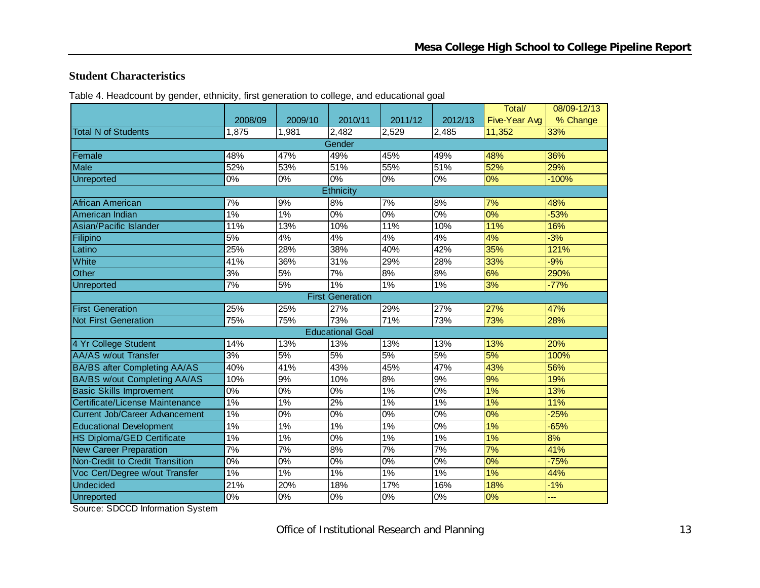## Student Characteristics

Table 4. Headcount by gender, ethnicity, first generation to college, and educational goal

| | 2008/09 | 2009/10 | 2010/11 | 2011/12 | 2012/13 | Total/ Five-Year Avg | 08/09-12/13 % Change |
|---|---|---|---|---|---|---|---|
| Total N of Students | 1,875 | 1,981 | 2,482 | 2,529 | 2,485 | 11,352 | 33% |
| **Gender** | | | | | | | |
| Female | 48% | 47% | 49% | 45% | 49% | 48% | 36% |
| Male | 52% | 53% | 51% | 55% | 51% | 52% | 29% |
| Unreported | 0% | 0% | 0% | 0% | 0% | 0% | -100% |
| **Ethnicity** | | | | | | | |
| African American | 7% | 9% | 8% | 7% | 8% | 7% | 48% |
| American Indian | 1% | 1% | 0% | 0% | 0% | 0% | -53% |
| Asian/Pacific Islander | 11% | 13% | 10% | 11% | 10% | 11% | 16% |
| Filipino | 5% | 4% | 4% | 4% | 4% | 4% | -3% |
| Latino | 25% | 28% | 38% | 40% | 42% | 35% | 121% |
| White | 41% | 36% | 31% | 29% | 28% | 33% | -9% |
| Other | 3% | 5% | 7% | 8% | 8% | 6% | 290% |
| Unreported | 7% | 5% | 1% | 1% | 1% | 3% | -77% |
| **First Generation** | | | | | | | |
| First Generation | 25% | 25% | 27% | 29% | 27% | 27% | 47% |
| Not First Generation | 75% | 75% | 73% | 71% | 73% | 73% | 28% |
| **Educational Goal** | | | | | | | |
| 4 Yr College Student | 14% | 13% | 13% | 13% | 13% | 13% | 20% |
| AA/AS w/out Transfer | 3% | 5% | 5% | 5% | 5% | 5% | 100% |
| BA/BS after Completing AA/AS | 40% | 41% | 43% | 45% | 47% | 43% | 56% |
| BA/BS w/out Completing AA/AS | 10% | 9% | 10% | 8% | 9% | 9% | 19% |
| Basic Skills Improvement | 0% | 0% | 0% | 1% | 0% | 1% | 13% |
| Certificate/License Maintenance | 1% | 1% | 2% | 1% | 1% | 1% | 11% |
| Current Job/Career Advancement | 1% | 0% | 0% | 0% | 0% | 0% | -25% |
| Educational Development | 1% | 1% | 1% | 1% | 0% | 1% | -65% |
| HS Diploma/GED Certificate | 1% | 1% | 0% | 1% | 1% | 1% | 8% |
| New Career Preparation | 7% | 7% | 8% | 7% | 7% | 7% | 41% |
| Non-Credit to Credit Transition | 0% | 0% | 0% | 0% | 0% | 0% | -75% |
| Voc Cert/Degree w/out Transfer | 1% | 1% | 1% | 1% | 1% | 1% | 44% |
| Undecided | 21% | 20% | 18% | 17% | 16% | 18% | -1% |
| Unreported | 0% | 0% | 0% | 0% | 0% | 0% | --- |

Source: SDCCD Information System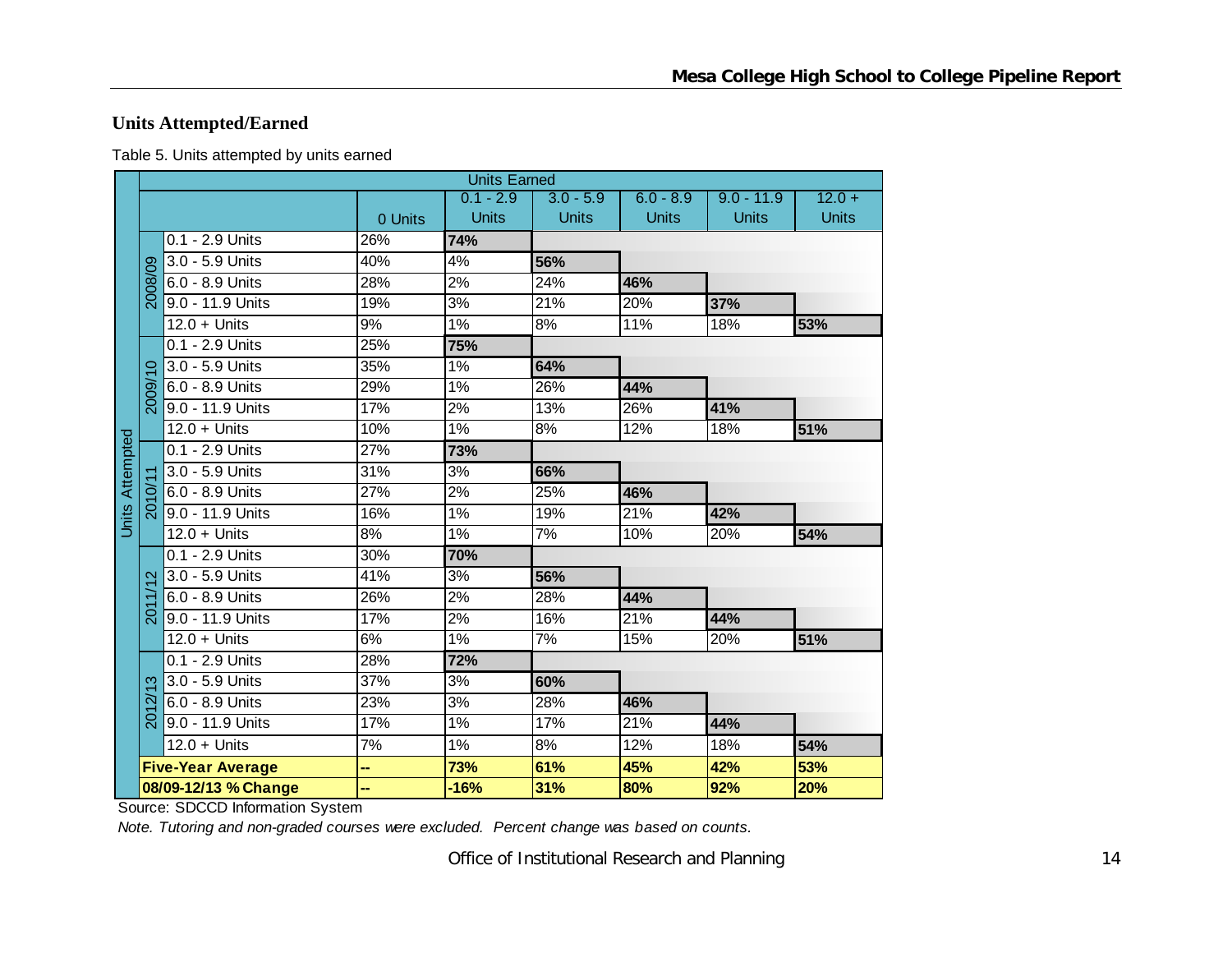## Units Attempted/Earned

Table 5. Units attempted by units earned

| | | | Units Earned | | | | | |
|---|---|---|---|---|---|---|---|---|
| | | | 0 Units | 0.1 - 2.9 Units | 3.0 - 5.9 Units | 6.0 - 8.9 Units | 9.0 - 11.9 Units | 12.0 + Units |
| Units Attempted | 2008/09 | 0.1 - 2.9 Units | 26% | **74%** | | | | |
| | | 3.0 - 5.9 Units | 40% | 4% | **56%** | | | |
| | | 6.0 - 8.9 Units | 28% | 2% | 24% | **46%** | | |
| | | 9.0 - 11.9 Units | 19% | 3% | 21% | 20% | **37%** | |
| | | 12.0 + Units | 9% | 1% | 8% | 11% | 18% | **53%** |
| | 2009/10 | 0.1 - 2.9 Units | 25% | **75%** | | | | |
| | | 3.0 - 5.9 Units | 35% | 1% | **64%** | | | |
| | | 6.0 - 8.9 Units | 29% | 1% | 26% | **44%** | | |
| | | 9.0 - 11.9 Units | 17% | 2% | 13% | 26% | **41%** | |
| | | 12.0 + Units | 10% | 1% | 8% | 12% | 18% | **51%** |
| | 2010/11 | 0.1 - 2.9 Units | 27% | **73%** | | | | |
| | | 3.0 - 5.9 Units | 31% | 3% | **66%** | | | |
| | | 6.0 - 8.9 Units | 27% | 2% | 25% | **46%** | | |
| | | 9.0 - 11.9 Units | 16% | 1% | 19% | 21% | **42%** | |
| | | 12.0 + Units | 8% | 1% | 7% | 10% | 20% | **54%** |
| | 2011/12 | 0.1 - 2.9 Units | 30% | **70%** | | | | |
| | | 3.0 - 5.9 Units | 41% | 3% | **56%** | | | |
| | | 6.0 - 8.9 Units | 26% | 2% | 28% | **44%** | | |
| | | 9.0 - 11.9 Units | 17% | 2% | 16% | 21% | **44%** | |
| | | 12.0 + Units | 6% | 1% | 7% | 15% | 20% | **51%** |
| | 2012/13 | 0.1 - 2.9 Units | 28% | **72%** | | | | |
| | | 3.0 - 5.9 Units | 37% | 3% | **60%** | | | |
| | | 6.0 - 8.9 Units | 23% | 3% | 28% | **46%** | | |
| | | 9.0 - 11.9 Units | 17% | 1% | 17% | 21% | **44%** | |
| | | 12.0 + Units | 7% | 1% | 8% | 12% | 18% | **54%** |
| | **Five-Year Average** | | **--** | **73%** | **61%** | **45%** | **42%** | **53%** |
| | **08/09-12/13 % Change** | | **--** | **-16%** | **31%** | **80%** | **92%** | **20%** |

Source: SDCCD Information System

*Note. Tutoring and non-graded courses were excluded. Percent change was based on counts.*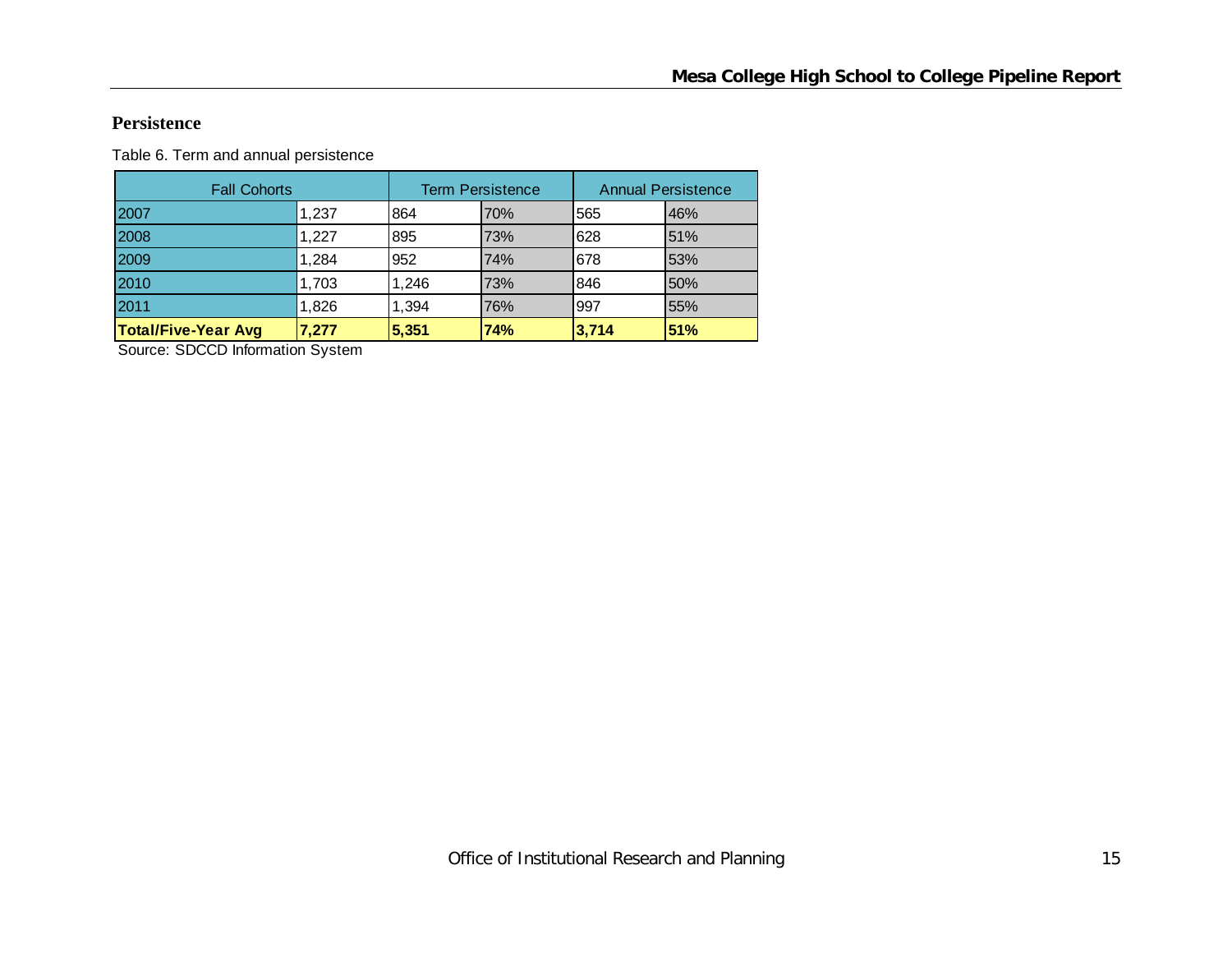## Persistence

Table 6. Term and annual persistence

| Fall Cohorts | | Term Persistence | | Annual Persistence | |
|---|---|---|---|---|---|
| 2007 | 1,237 | 864 | 70% | 565 | 46% |
| 2008 | 1,227 | 895 | 73% | 628 | 51% |
| 2009 | 1,284 | 952 | 74% | 678 | 53% |
| 2010 | 1,703 | 1,246 | 73% | 846 | 50% |
| 2011 | 1,826 | 1,394 | 76% | 997 | 55% |
| **Total/Five-Year Avg** | **7,277** | **5,351** | **74%** | **3,714** | **51%** |

Source: SDCCD Information System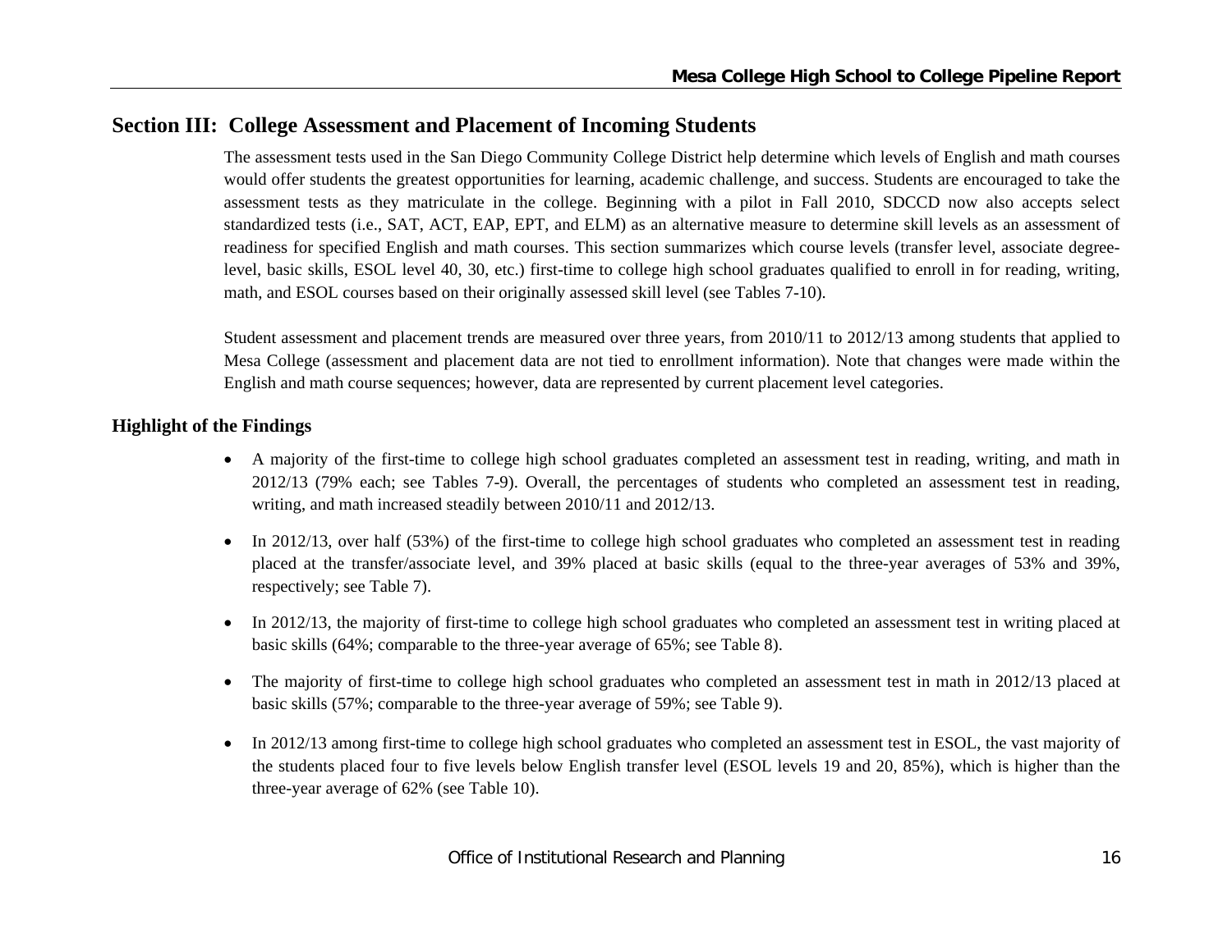## Section III: College Assessment and Placement of Incoming Students

The assessment tests used in the San Diego Community College District help determine which levels of English and math courses would offer students the greatest opportunities for learning, academic challenge, and success. Students are encouraged to take the assessment tests as they matriculate in the college. Beginning with a pilot in Fall 2010, SDCCD now also accepts select standardized tests (i.e., SAT, ACT, EAP, EPT, and ELM) as an alternative measure to determine skill levels as an assessment of readiness for specified English and math courses. This section summarizes which course levels (transfer level, associate degree-level, basic skills, ESOL level 40, 30, etc.) first-time to college high school graduates qualified to enroll in for reading, writing, math, and ESOL courses based on their originally assessed skill level (see Tables 7-10).

Student assessment and placement trends are measured over three years, from 2010/11 to 2012/13 among students that applied to Mesa College (assessment and placement data are not tied to enrollment information). Note that changes were made within the English and math course sequences; however, data are represented by current placement level categories.

### Highlight of the Findings

- A majority of the first-time to college high school graduates completed an assessment test in reading, writing, and math in 2012/13 (79% each; see Tables 7-9). Overall, the percentages of students who completed an assessment test in reading, writing, and math increased steadily between 2010/11 and 2012/13.
- In 2012/13, over half (53%) of the first-time to college high school graduates who completed an assessment test in reading placed at the transfer/associate level, and 39% placed at basic skills (equal to the three-year averages of 53% and 39%, respectively; see Table 7).
- In 2012/13, the majority of first-time to college high school graduates who completed an assessment test in writing placed at basic skills (64%; comparable to the three-year average of 65%; see Table 8).
- The majority of first-time to college high school graduates who completed an assessment test in math in 2012/13 placed at basic skills (57%; comparable to the three-year average of 59%; see Table 9).
- In 2012/13 among first-time to college high school graduates who completed an assessment test in ESOL, the vast majority of the students placed four to five levels below English transfer level (ESOL levels 19 and 20, 85%), which is higher than the three-year average of 62% (see Table 10).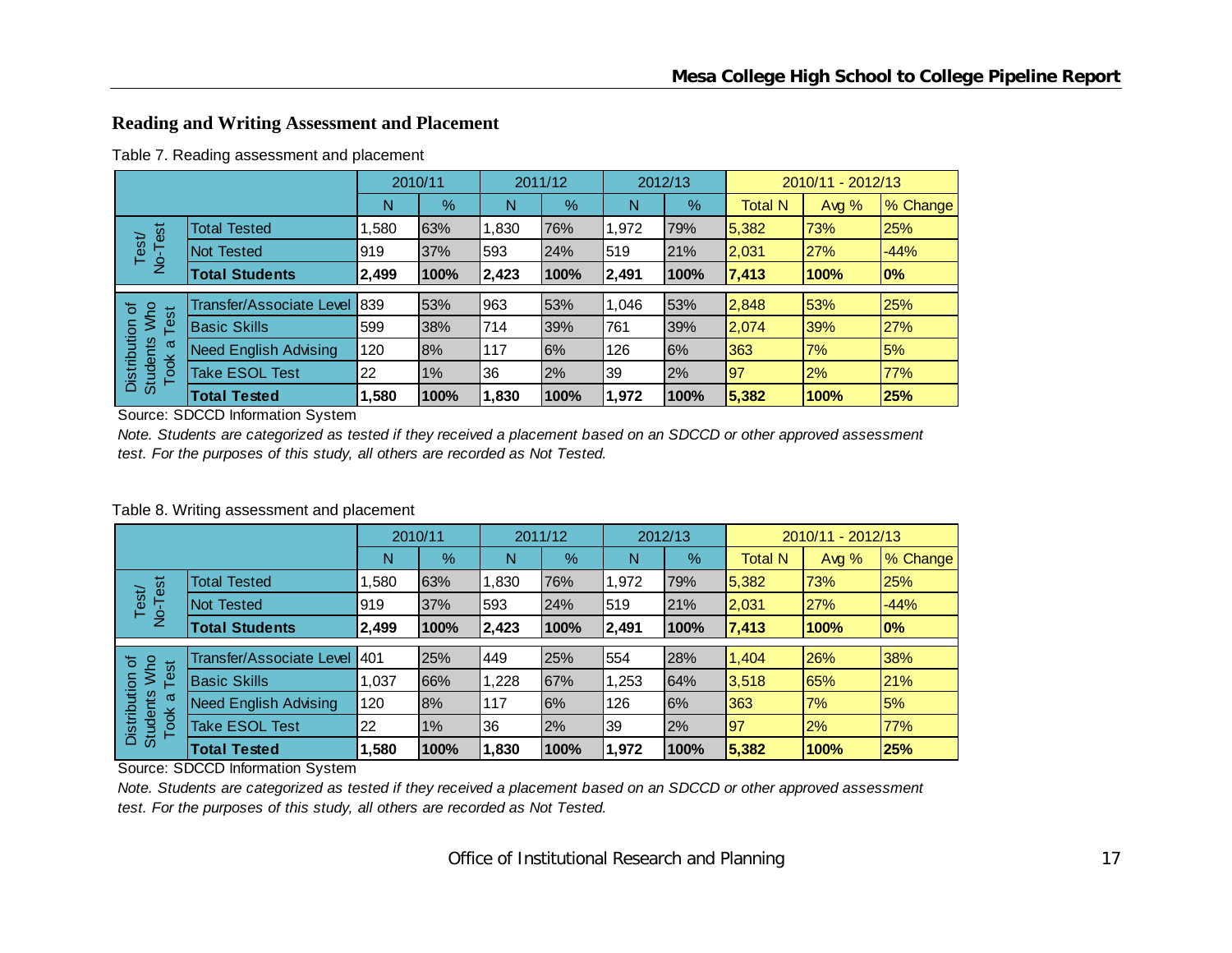## Reading and Writing Assessment and Placement

Table 7. Reading assessment and placement

| | | 2010/11 | | 2011/12 | | 2012/13 | | 2010/11 - 2012/13 | | |
|---|---|---|---|---|---|---|---|---|---|---|
| | | N | % | N | % | N | % | Total N | Avg % | % Change |
| Test/ No-Test | Total Tested | 1,580 | 63% | 1,830 | 76% | 1,972 | 79% | 5,382 | 73% | 25% |
| | Not Tested | 919 | 37% | 593 | 24% | 519 | 21% | 2,031 | 27% | -44% |
| | **Total Students** | **2,499** | **100%** | **2,423** | **100%** | **2,491** | **100%** | **7,413** | **100%** | **0%** |
| Distribution of Students Who Took a Test | Transfer/Associate Level | 839 | 53% | 963 | 53% | 1,046 | 53% | 2,848 | 53% | 25% |
| | Basic Skills | 599 | 38% | 714 | 39% | 761 | 39% | 2,074 | 39% | 27% |
| | Need English Advising | 120 | 8% | 117 | 6% | 126 | 6% | 363 | 7% | 5% |
| | Take ESOL Test | 22 | 1% | 36 | 2% | 39 | 2% | 97 | 2% | 77% |
| | **Total Tested** | **1,580** | **100%** | **1,830** | **100%** | **1,972** | **100%** | **5,382** | **100%** | **25%** |

Source: SDCCD Information System

*Note. Students are categorized as tested if they received a placement based on an SDCCD or other approved assessment test. For the purposes of this study, all others are recorded as Not Tested.*

Table 8. Writing assessment and placement

| | | 2010/11 | | 2011/12 | | 2012/13 | | 2010/11 - 2012/13 | | |
|---|---|---|---|---|---|---|---|---|---|---|
| | | N | % | N | % | N | % | Total N | Avg % | % Change |
| Test/ No-Test | Total Tested | 1,580 | 63% | 1,830 | 76% | 1,972 | 79% | 5,382 | 73% | 25% |
| | Not Tested | 919 | 37% | 593 | 24% | 519 | 21% | 2,031 | 27% | -44% |
| | **Total Students** | **2,499** | **100%** | **2,423** | **100%** | **2,491** | **100%** | **7,413** | **100%** | **0%** |
| Distribution of Students Who Took a Test | Transfer/Associate Level | 401 | 25% | 449 | 25% | 554 | 28% | 1,404 | 26% | 38% |
| | Basic Skills | 1,037 | 66% | 1,228 | 67% | 1,253 | 64% | 3,518 | 65% | 21% |
| | Need English Advising | 120 | 8% | 117 | 6% | 126 | 6% | 363 | 7% | 5% |
| | Take ESOL Test | 22 | 1% | 36 | 2% | 39 | 2% | 97 | 2% | 77% |
| | **Total Tested** | **1,580** | **100%** | **1,830** | **100%** | **1,972** | **100%** | **5,382** | **100%** | **25%** |

Source: SDCCD Information System

*Note. Students are categorized as tested if they received a placement based on an SDCCD or other approved assessment test. For the purposes of this study, all others are recorded as Not Tested.*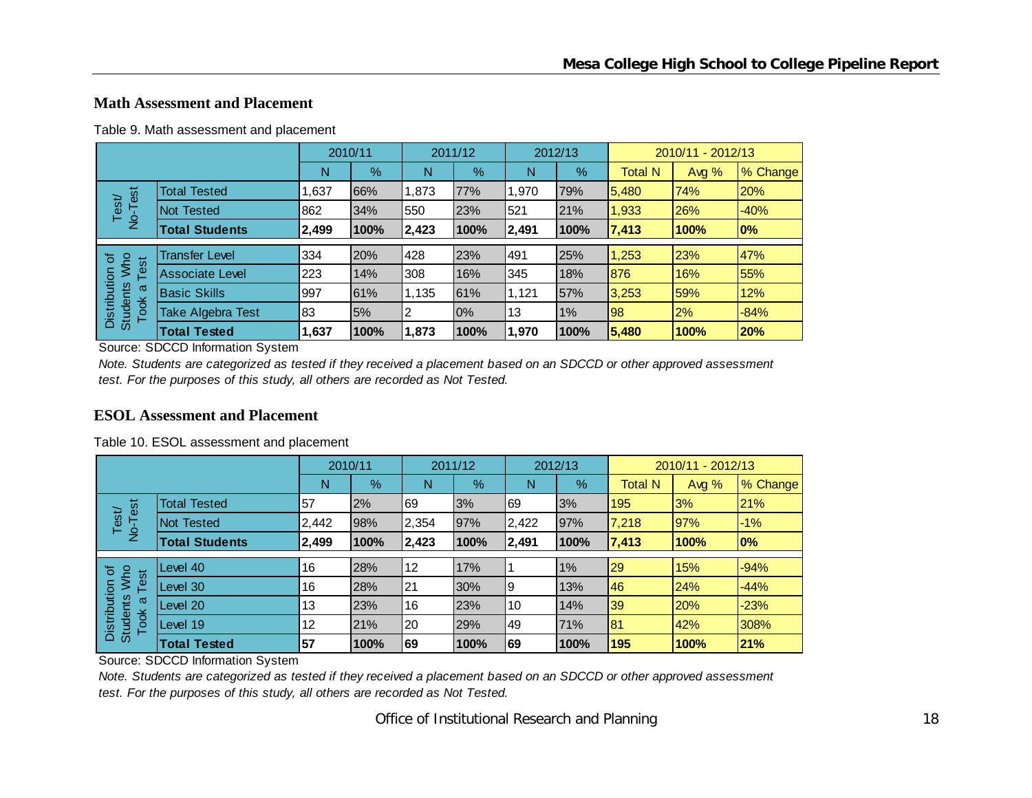## Math Assessment and Placement

Table 9. Math assessment and placement

| | | 2010/11 | | 2011/12 | | 2012/13 | | 2010/11 - 2012/13 | | |
|---|---|---|---|---|---|---|---|---|---|---|
| | | N | % | N | % | N | % | Total N | Avg % | % Change |
| Test/ No-Test | Total Tested | 1,637 | 66% | 1,873 | 77% | 1,970 | 79% | 5,480 | 74% | 20% |
| | Not Tested | 862 | 34% | 550 | 23% | 521 | 21% | 1,933 | 26% | -40% |
| | **Total Students** | **2,499** | **100%** | **2,423** | **100%** | **2,491** | **100%** | **7,413** | **100%** | **0%** |
| Distribution of Students Who Took a Test | Transfer Level | 334 | 20% | 428 | 23% | 491 | 25% | 1,253 | 23% | 47% |
| | Associate Level | 223 | 14% | 308 | 16% | 345 | 18% | 876 | 16% | 55% |
| | Basic Skills | 997 | 61% | 1,135 | 61% | 1,121 | 57% | 3,253 | 59% | 12% |
| | Take Algebra Test | 83 | 5% | 2 | 0% | 13 | 1% | 98 | 2% | -84% |
| | **Total Tested** | **1,637** | **100%** | **1,873** | **100%** | **1,970** | **100%** | **5,480** | **100%** | **20%** |

Source: SDCCD Information System

*Note. Students are categorized as tested if they received a placement based on an SDCCD or other approved assessment test. For the purposes of this study, all others are recorded as Not Tested.*

## ESOL Assessment and Placement

Table 10. ESOL assessment and placement

| | | 2010/11 | | 2011/12 | | 2012/13 | | 2010/11 - 2012/13 | | |
|---|---|---|---|---|---|---|---|---|---|---|
| | | N | % | N | % | N | % | Total N | Avg % | % Change |
| Test/ No-Test | Total Tested | 57 | 2% | 69 | 3% | 69 | 3% | 195 | 3% | 21% |
| | Not Tested | 2,442 | 98% | 2,354 | 97% | 2,422 | 97% | 7,218 | 97% | -1% |
| | **Total Students** | **2,499** | **100%** | **2,423** | **100%** | **2,491** | **100%** | **7,413** | **100%** | **0%** |
| Distribution of Students Who Took a Test | Level 40 | 16 | 28% | 12 | 17% | 1 | 1% | 29 | 15% | -94% |
| | Level 30 | 16 | 28% | 21 | 30% | 9 | 13% | 46 | 24% | -44% |
| | Level 20 | 13 | 23% | 16 | 23% | 10 | 14% | 39 | 20% | -23% |
| | Level 19 | 12 | 21% | 20 | 29% | 49 | 71% | 81 | 42% | 308% |
| | **Total Tested** | **57** | **100%** | **69** | **100%** | **69** | **100%** | **195** | **100%** | **21%** |

Source: SDCCD Information System

*Note. Students are categorized as tested if they received a placement based on an SDCCD or other approved assessment test. For the purposes of this study, all others are recorded as Not Tested.*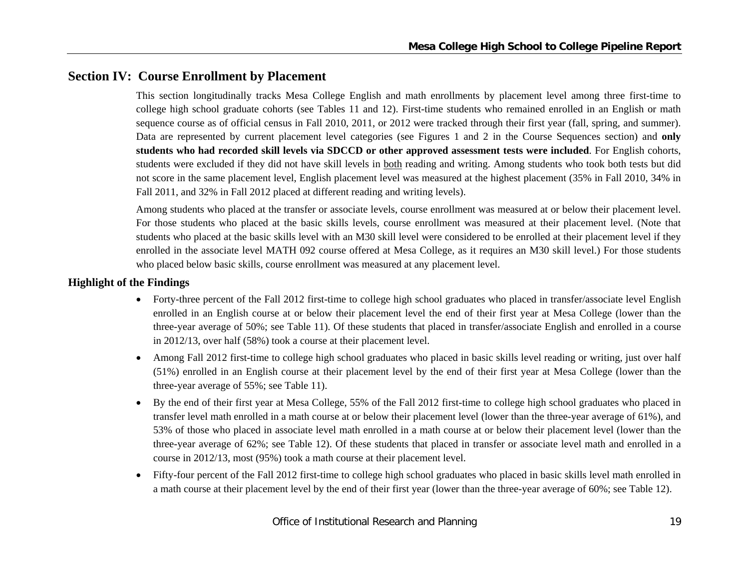## Section IV: Course Enrollment by Placement

This section longitudinally tracks Mesa College English and math enrollments by placement level among three first-time to college high school graduate cohorts (see Tables 11 and 12). First-time students who remained enrolled in an English or math sequence course as of official census in Fall 2010, 2011, or 2012 were tracked through their first year (fall, spring, and summer). Data are represented by current placement level categories (see Figures 1 and 2 in the Course Sequences section) and **only students who had recorded skill levels via SDCCD or other approved assessment tests were included**. For English cohorts, students were excluded if they did not have skill levels in both reading and writing. Among students who took both tests but did not score in the same placement level, English placement level was measured at the highest placement (35% in Fall 2010, 34% in Fall 2011, and 32% in Fall 2012 placed at different reading and writing levels).

Among students who placed at the transfer or associate levels, course enrollment was measured at or below their placement level. For those students who placed at the basic skills levels, course enrollment was measured at their placement level. (Note that students who placed at the basic skills level with an M30 skill level were considered to be enrolled at their placement level if they enrolled in the associate level MATH 092 course offered at Mesa College, as it requires an M30 skill level.) For those students who placed below basic skills, course enrollment was measured at any placement level.

### Highlight of the Findings

- Forty-three percent of the Fall 2012 first-time to college high school graduates who placed in transfer/associate level English enrolled in an English course at or below their placement level the end of their first year at Mesa College (lower than the three-year average of 50%; see Table 11). Of these students that placed in transfer/associate English and enrolled in a course in 2012/13, over half (58%) took a course at their placement level.
- Among Fall 2012 first-time to college high school graduates who placed in basic skills level reading or writing, just over half (51%) enrolled in an English course at their placement level by the end of their first year at Mesa College (lower than the three-year average of 55%; see Table 11).
- By the end of their first year at Mesa College, 55% of the Fall 2012 first-time to college high school graduates who placed in transfer level math enrolled in a math course at or below their placement level (lower than the three-year average of 61%), and 53% of those who placed in associate level math enrolled in a math course at or below their placement level (lower than the three-year average of 62%; see Table 12). Of these students that placed in transfer or associate level math and enrolled in a course in 2012/13, most (95%) took a math course at their placement level.
- Fifty-four percent of the Fall 2012 first-time to college high school graduates who placed in basic skills level math enrolled in a math course at their placement level by the end of their first year (lower than the three-year average of 60%; see Table 12).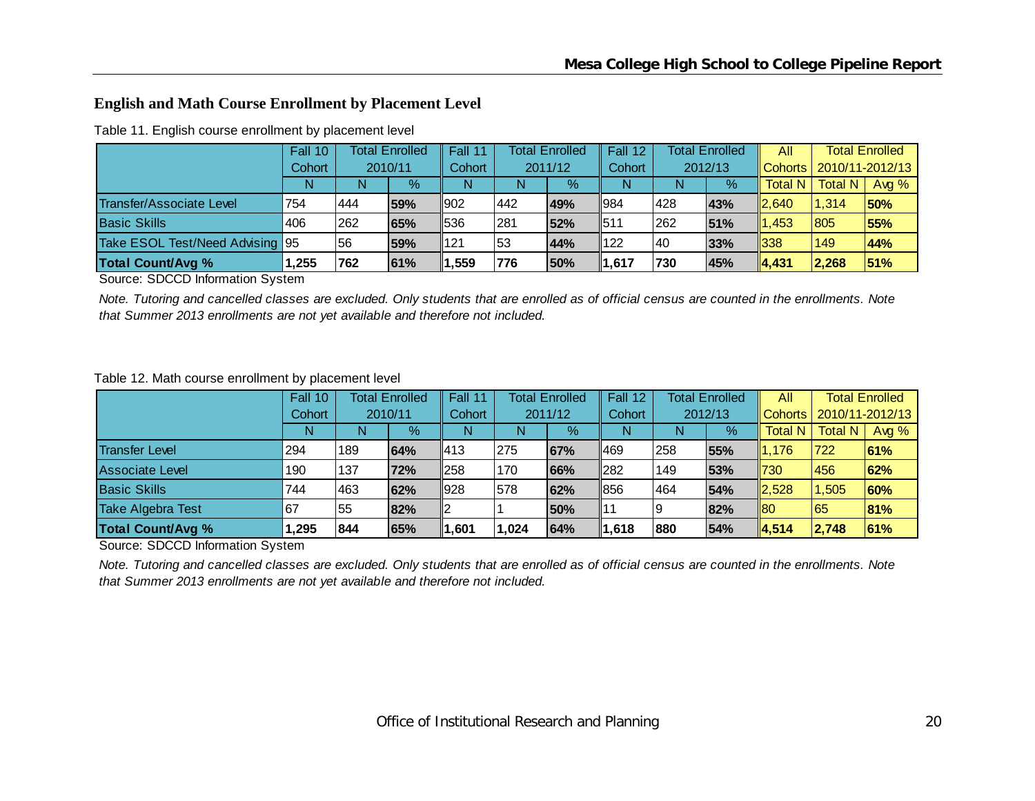## English and Math Course Enrollment by Placement Level

Table 11. English course enrollment by placement level

| | Fall 10 Cohort | Total Enrolled 2010/11 | | Fall 11 Cohort | Total Enrolled 2011/12 | | Fall 12 Cohort | Total Enrolled 2012/13 | | All Cohorts | Total Enrolled 2010/11-2012/13 | |
|---|---|---|---|---|---|---|---|---|---|---|---|---|
| | N | N | % | N | N | % | N | N | % | Total N | Total N | Avg % |
| Transfer/Associate Level | 754 | 444 | **59%** | 902 | 442 | **49%** | 984 | 428 | **43%** | 2,640 | 1,314 | **50%** |
| Basic Skills | 406 | 262 | **65%** | 536 | 281 | **52%** | 511 | 262 | **51%** | 1,453 | 805 | **55%** |
| Take ESOL Test/Need Advising | 95 | 56 | **59%** | 121 | 53 | **44%** | 122 | 40 | **33%** | 338 | 149 | **44%** |
| **Total Count/Avg %** | **1,255** | **762** | **61%** | **1,559** | **776** | **50%** | **1,617** | **730** | **45%** | **4,431** | **2,268** | **51%** |

Source: SDCCD Information System

*Note. Tutoring and cancelled classes are excluded. Only students that are enrolled as of official census are counted in the enrollments. Note that Summer 2013 enrollments are not yet available and therefore not included.*

Table 12. Math course enrollment by placement level

| | Fall 10 Cohort | Total Enrolled 2010/11 | | Fall 11 Cohort | Total Enrolled 2011/12 | | Fall 12 Cohort | Total Enrolled 2012/13 | | All Cohorts | Total Enrolled 2010/11-2012/13 | |
|---|---|---|---|---|---|---|---|---|---|---|---|---|
| | N | N | % | N | N | % | N | N | % | Total N | Total N | Avg % |
| Transfer Level | 294 | 189 | **64%** | 413 | 275 | **67%** | 469 | 258 | **55%** | 1,176 | 722 | **61%** |
| Associate Level | 190 | 137 | **72%** | 258 | 170 | **66%** | 282 | 149 | **53%** | 730 | 456 | **62%** |
| Basic Skills | 744 | 463 | **62%** | 928 | 578 | **62%** | 856 | 464 | **54%** | 2,528 | 1,505 | **60%** |
| Take Algebra Test | 67 | 55 | **82%** | 2 | 1 | **50%** | 11 | 9 | **82%** | 80 | 65 | **81%** |
| **Total Count/Avg %** | **1,295** | **844** | **65%** | **1,601** | **1,024** | **64%** | **1,618** | **880** | **54%** | **4,514** | **2,748** | **61%** |

Source: SDCCD Information System

*Note. Tutoring and cancelled classes are excluded. Only students that are enrolled as of official census are counted in the enrollments. Note that Summer 2013 enrollments are not yet available and therefore not included.*